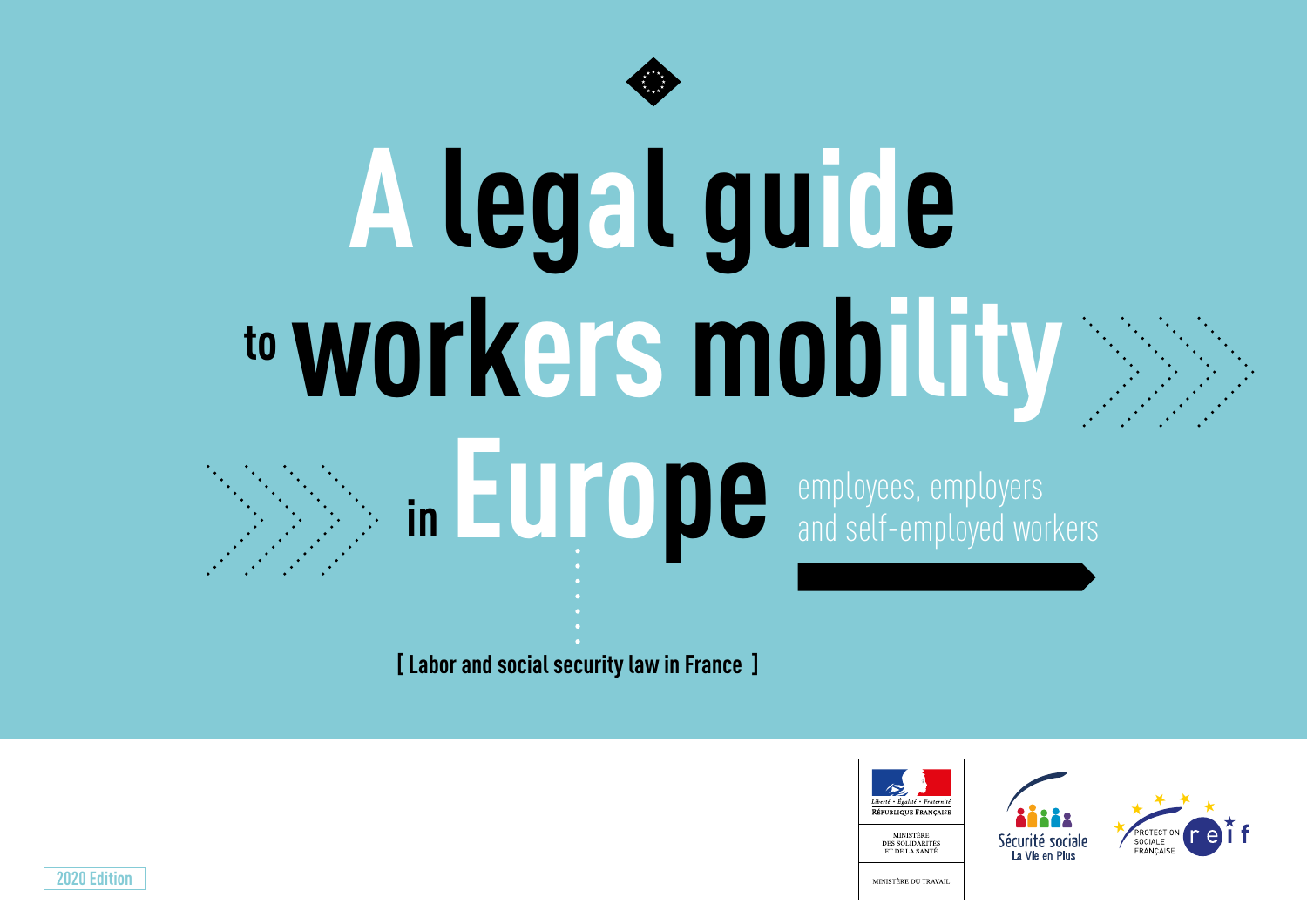# A legal guide to workers mobility in Europe

employees, employers and self-employed workers

[ Labor and social security law in France ]

Liberté • Égalité • Fraternité
RÉPUBLIQUE FRANÇAISE

MINISTÈRE DES SOLIDARITÉS ET DE LA SANTÉ

MINISTÈRE DU TRAVAIL

Sécurité sociale
La Vie en Plus

PROTECTION SOCIALE FRANÇAISE
reif

2020 Edition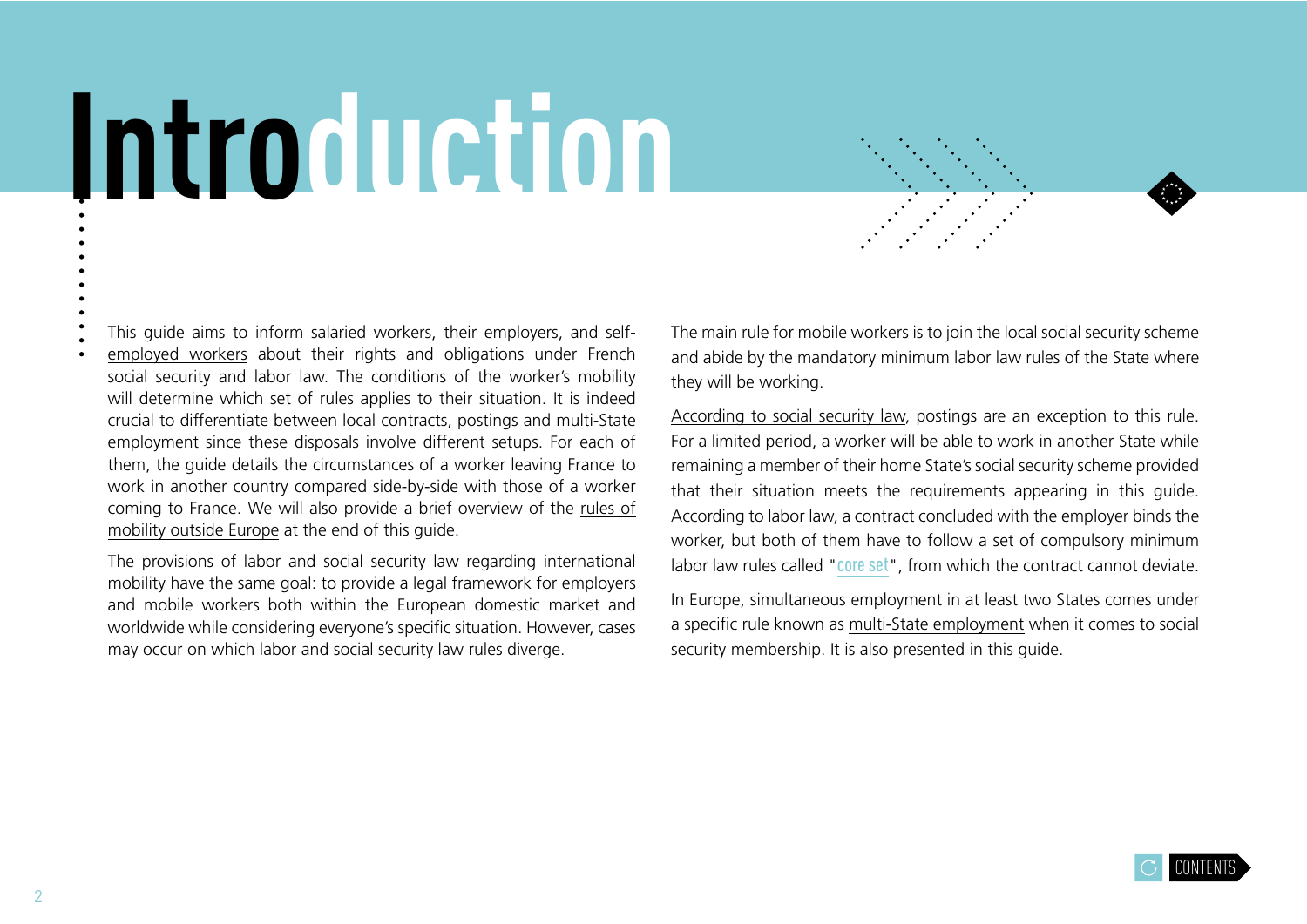# Introduction

This guide aims to inform salaried workers, their employers, and self-employed workers about their rights and obligations under French social security and labor law. The conditions of the worker's mobility will determine which set of rules applies to their situation. It is indeed crucial to differentiate between local contracts, postings and multi-State employment since these disposals involve different setups. For each of them, the guide details the circumstances of a worker leaving France to work in another country compared side-by-side with those of a worker coming to France. We will also provide a brief overview of the rules of mobility outside Europe at the end of this guide.

The provisions of labor and social security law regarding international mobility have the same goal: to provide a legal framework for employers and mobile workers both within the European domestic market and worldwide while considering everyone's specific situation. However, cases may occur on which labor and social security law rules diverge.

The main rule for mobile workers is to join the local social security scheme and abide by the mandatory minimum labor law rules of the State where they will be working.

According to social security law, postings are an exception to this rule. For a limited period, a worker will be able to work in another State while remaining a member of their home State's social security scheme provided that their situation meets the requirements appearing in this guide. According to labor law, a contract concluded with the employer binds the worker, but both of them have to follow a set of compulsory minimum labor law rules called "core set", from which the contract cannot deviate.

In Europe, simultaneous employment in at least two States comes under a specific rule known as multi-State employment when it comes to social security membership. It is also presented in this guide.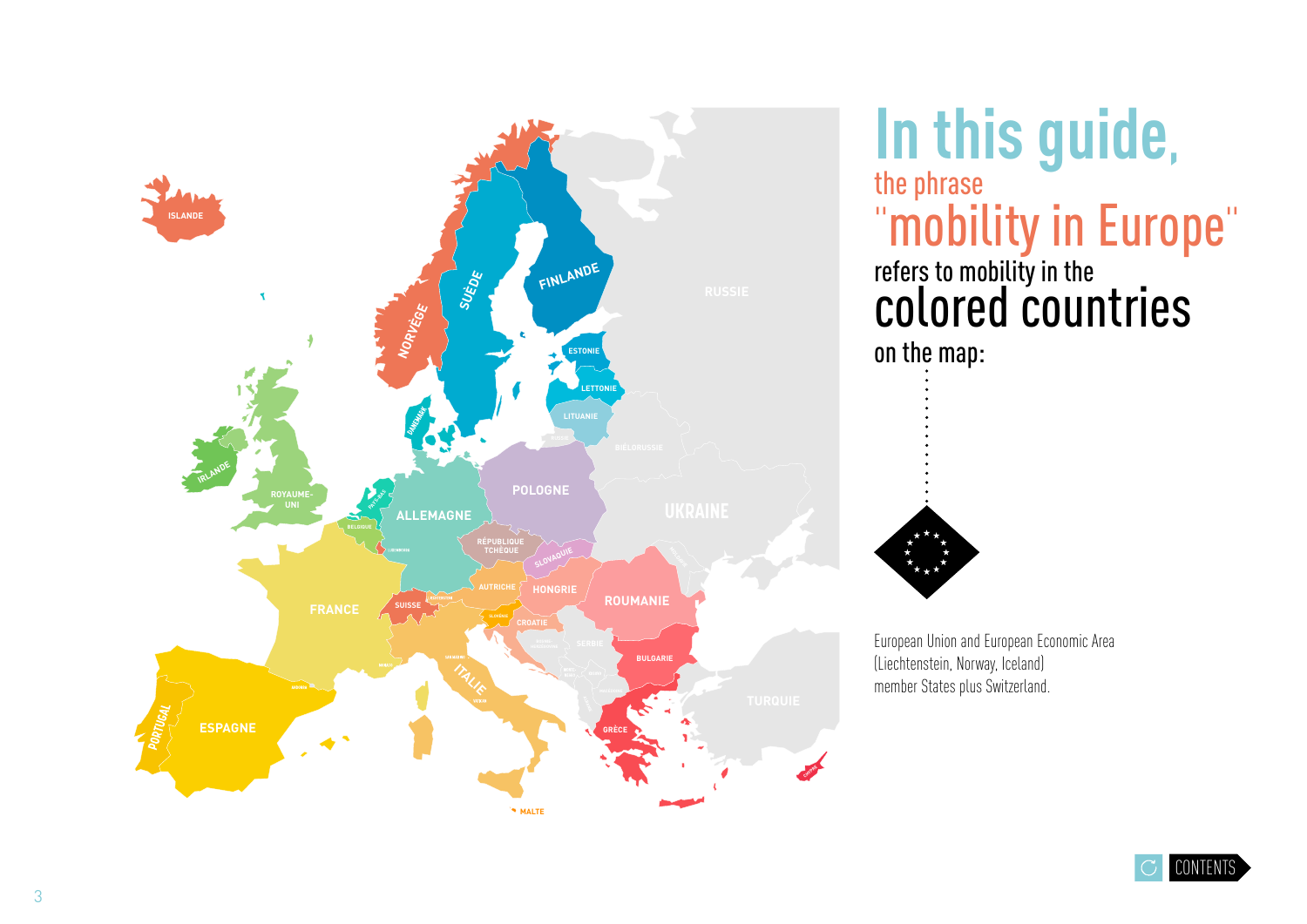# In this guide,

the phrase **"mobility in Europe"** refers to mobility in the **colored countries** on the map:

European Union and European Economic Area (Liechtenstein, Norway, Iceland) member States plus Switzerland.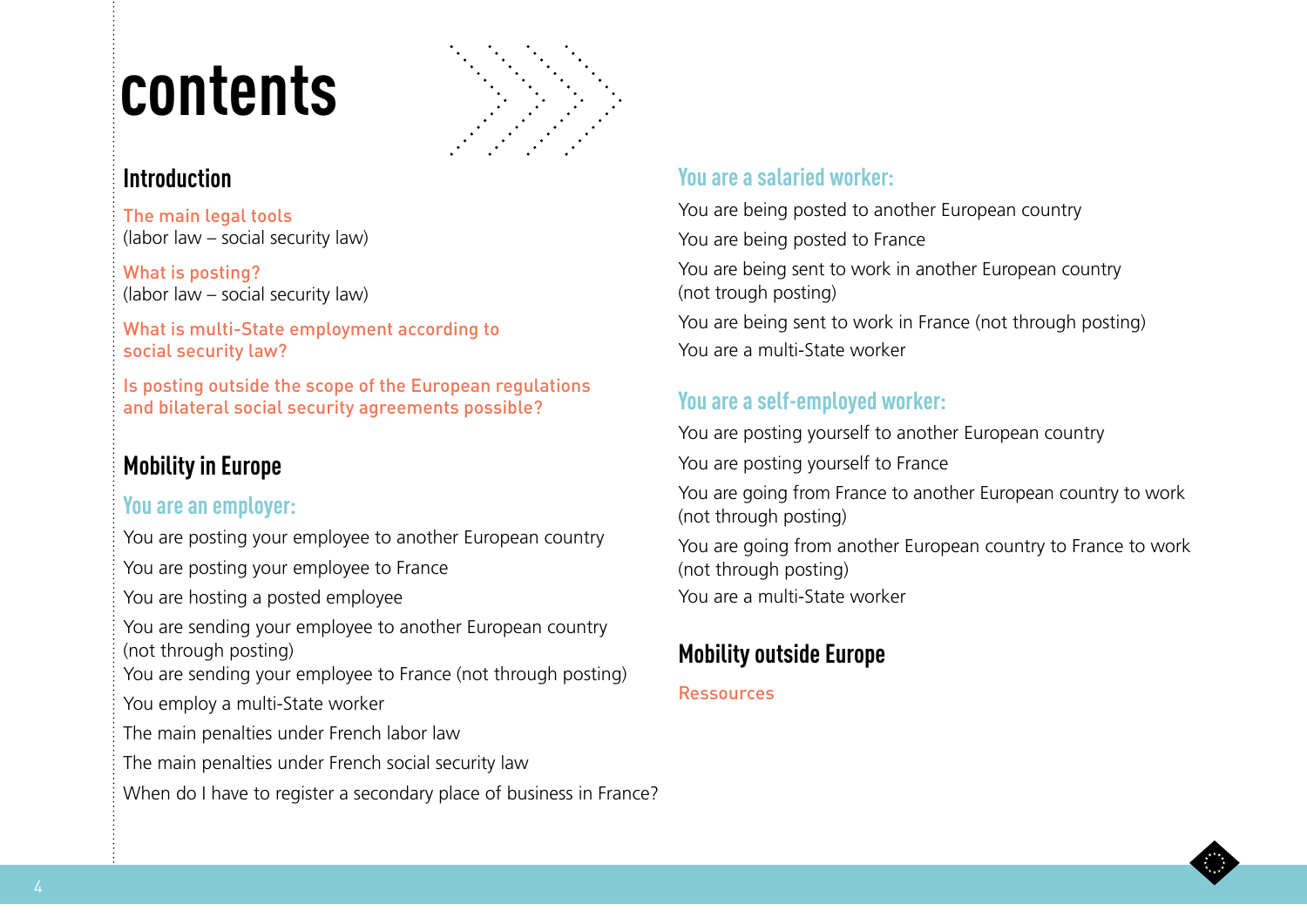# contents

## Introduction

The main legal tools
(labor law – social security law)

What is posting?
(labor law – social security law)

What is multi-State employment according to social security law?

Is posting outside the scope of the European regulations and bilateral social security agreements possible?

## Mobility in Europe

### You are an employer:

You are posting your employee to another European country

You are posting your employee to France

You are hosting a posted employee

You are sending your employee to another European country (not through posting)

You are sending your employee to France (not through posting)

You employ a multi-State worker

The main penalties under French labor law

The main penalties under French social security law

When do I have to register a secondary place of business in France?

### You are a salaried worker:

You are being posted to another European country

You are being posted to France

You are being sent to work in another European country (not trough posting)

You are being sent to work in France (not through posting)

You are a multi-State worker

### You are a self-employed worker:

You are posting yourself to another European country

You are posting yourself to France

You are going from France to another European country to work (not through posting)

You are going from another European country to France to work (not through posting)

You are a multi-State worker

## Mobility outside Europe

Ressources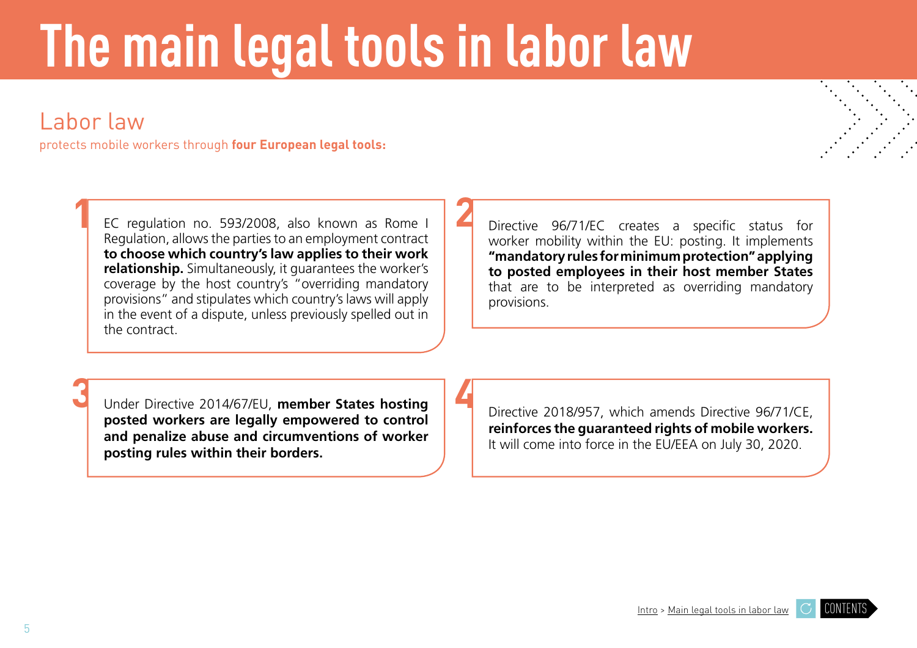# The main legal tools in labor law

## Labor law

protects mobile workers through **four European legal tools:**

**1**

EC regulation no. 593/2008, also known as Rome I Regulation, allows the parties to an employment contract **to choose which country's law applies to their work relationship.** Simultaneously, it guarantees the worker's coverage by the host country's "overriding mandatory provisions" and stipulates which country's laws will apply in the event of a dispute, unless previously spelled out in the contract.

**2**

Directive 96/71/EC creates a specific status for worker mobility within the EU: posting. It implements **"mandatory rules for minimum protection" applying to posted employees in their host member States** that are to be interpreted as overriding mandatory provisions.

**3**

Under Directive 2014/67/EU, **member States hosting posted workers are legally empowered to control and penalize abuse and circumventions of worker posting rules within their borders.**

**4**

Directive 2018/957, which amends Directive 96/71/CE, **reinforces the guaranteed rights of mobile workers.** It will come into force in the EU/EEA on July 30, 2020.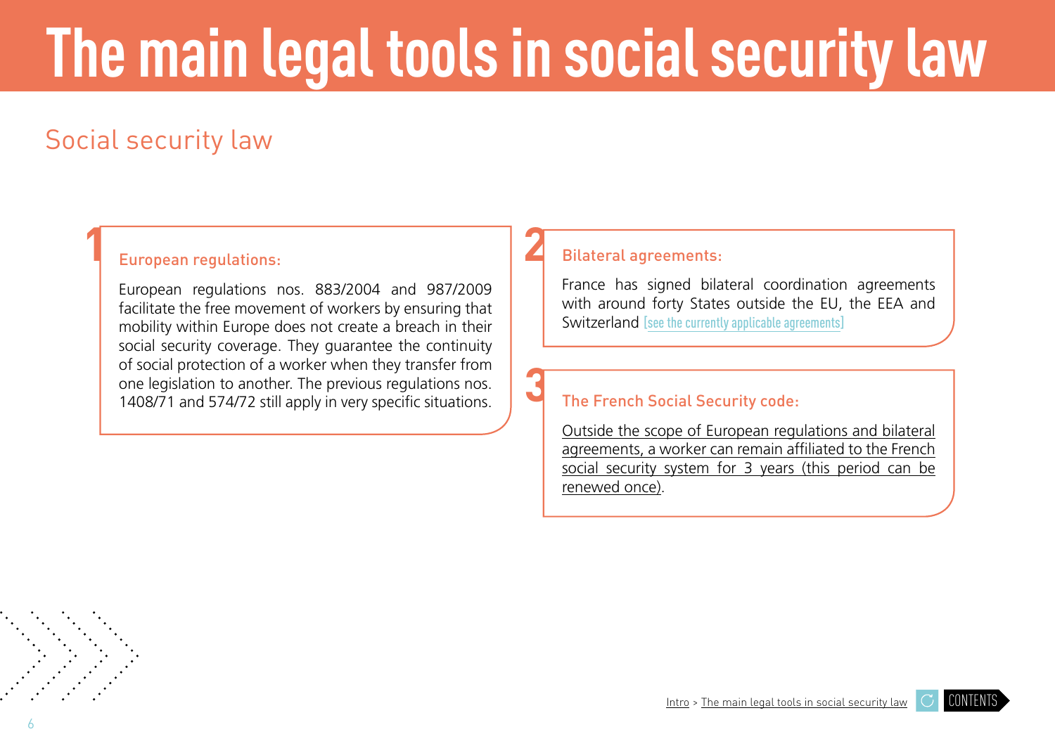# The main legal tools in social security law

## Social security law

### 1 European regulations:

European regulations nos. 883/2004 and 987/2009 facilitate the free movement of workers by ensuring that mobility within Europe does not create a breach in their social security coverage. They guarantee the continuity of social protection of a worker when they transfer from one legislation to another. The previous regulations nos. 1408/71 and 574/72 still apply in very specific situations.

### 2 Bilateral agreements:

France has signed bilateral coordination agreements with around forty States outside the EU, the EEA and Switzerland [see the currently applicable agreements]

### 3 The French Social Security code:

Outside the scope of European regulations and bilateral agreements, a worker can remain affiliated to the French social security system for 3 years (this period can be renewed once).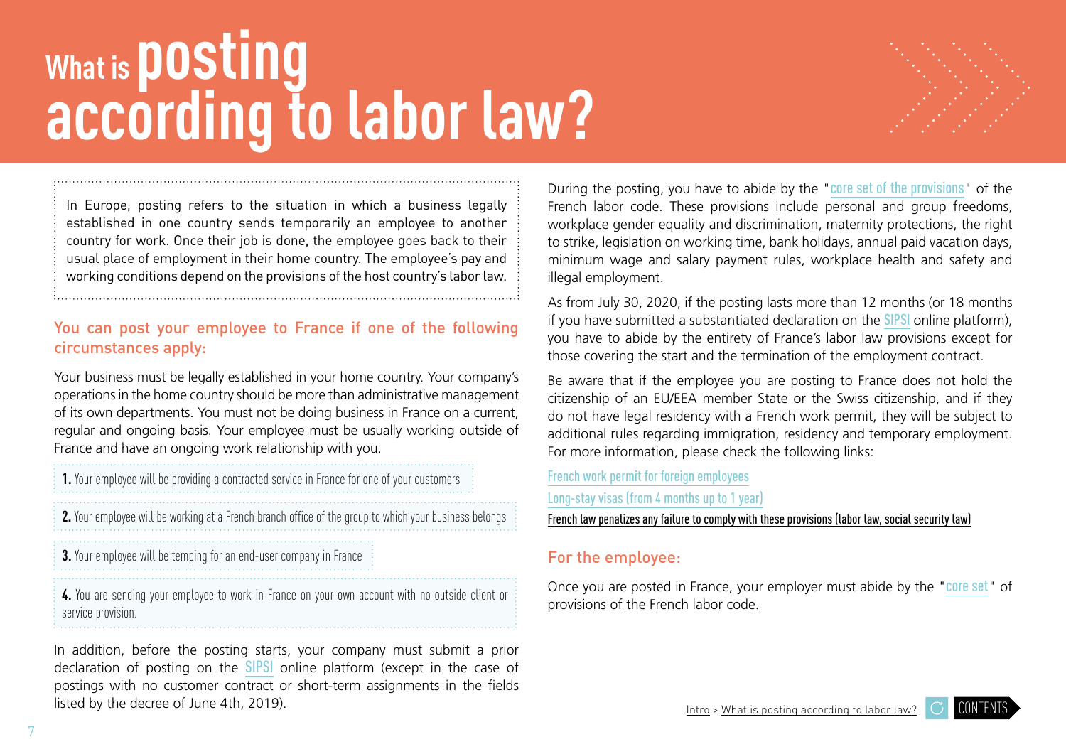# What is posting according to labor law?

In Europe, posting refers to the situation in which a business legally established in one country sends temporarily an employee to another country for work. Once their job is done, the employee goes back to their usual place of employment in their home country. The employee's pay and working conditions depend on the provisions of the host country's labor law.

## You can post your employee to France if one of the following circumstances apply:

Your business must be legally established in your home country. Your company's operations in the home country should be more than administrative management of its own departments. You must not be doing business in France on a current, regular and ongoing basis. Your employee must be usually working outside of France and have an ongoing work relationship with you.

**1.** Your employee will be providing a contracted service in France for one of your customers

**2.** Your employee will be working at a French branch office of the group to which your business belongs

**3.** Your employee will be temping for an end-user company in France

**4.** You are sending your employee to work in France on your own account with no outside client or service provision.

In addition, before the posting starts, your company must submit a prior declaration of posting on the SIPSI online platform (except in the case of postings with no customer contract or short-term assignments in the fields listed by the decree of June 4th, 2019).

During the posting, you have to abide by the "core set of the provisions" of the French labor code. These provisions include personal and group freedoms, workplace gender equality and discrimination, maternity protections, the right to strike, legislation on working time, bank holidays, annual paid vacation days, minimum wage and salary payment rules, workplace health and safety and illegal employment.

As from July 30, 2020, if the posting lasts more than 12 months (or 18 months if you have submitted a substantiated declaration on the SIPSI online platform), you have to abide by the entirety of France's labor law provisions except for those covering the start and the termination of the employment contract.

Be aware that if the employee you are posting to France does not hold the citizenship of an EU/EEA member State or the Swiss citizenship, and if they do not have legal residency with a French work permit, they will be subject to additional rules regarding immigration, residency and temporary employment. For more information, please check the following links:

French work permit for foreign employees

Long-stay visas (from 4 months up to 1 year)

French law penalizes any failure to comply with these provisions (labor law, social security law)

## For the employee:

Once you are posted in France, your employer must abide by the "core set" of provisions of the French labor code.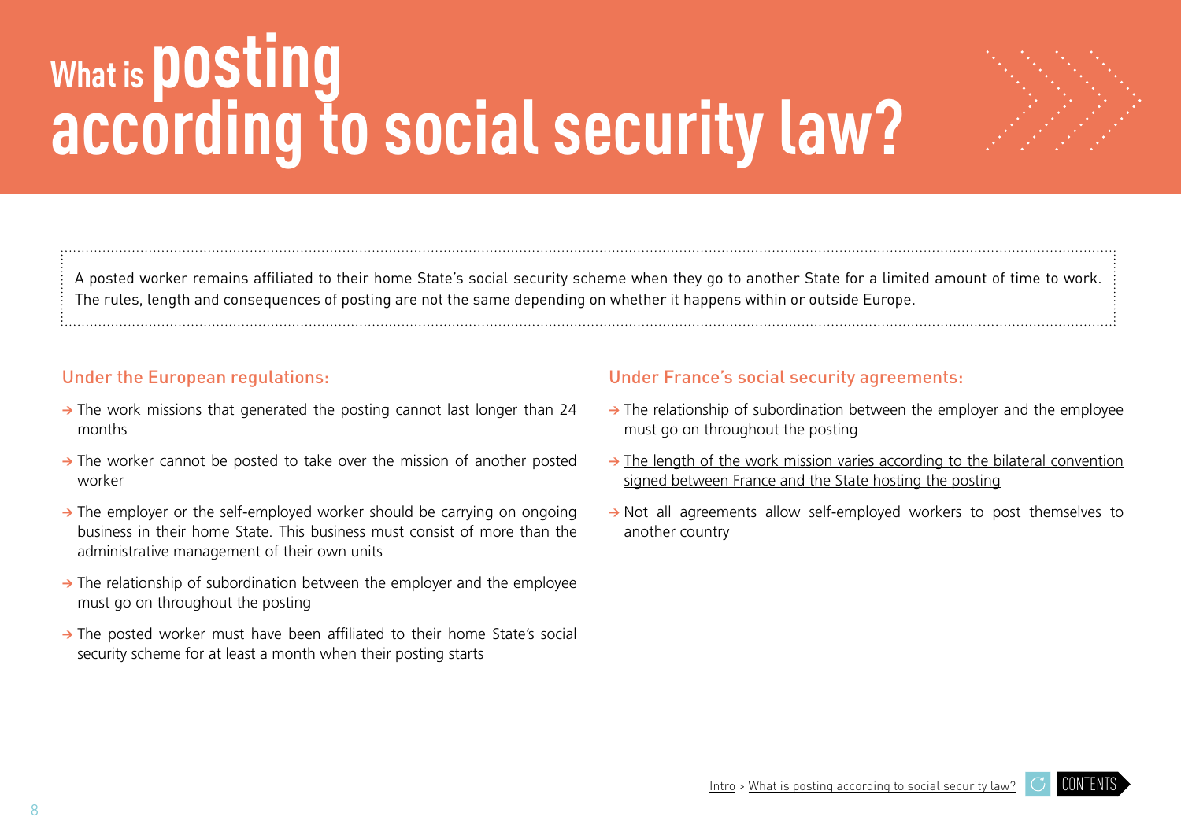# What is posting according to social security law?

A posted worker remains affiliated to their home State's social security scheme when they go to another State for a limited amount of time to work. The rules, length and consequences of posting are not the same depending on whether it happens within or outside Europe.

## Under the European regulations:

- The work missions that generated the posting cannot last longer than 24 months
- The worker cannot be posted to take over the mission of another posted worker
- The employer or the self-employed worker should be carrying on ongoing business in their home State. This business must consist of more than the administrative management of their own units
- The relationship of subordination between the employer and the employee must go on throughout the posting
- The posted worker must have been affiliated to their home State's social security scheme for at least a month when their posting starts

## Under France's social security agreements:

- The relationship of subordination between the employer and the employee must go on throughout the posting
- The length of the work mission varies according to the bilateral convention signed between France and the State hosting the posting
- Not all agreements allow self-employed workers to post themselves to another country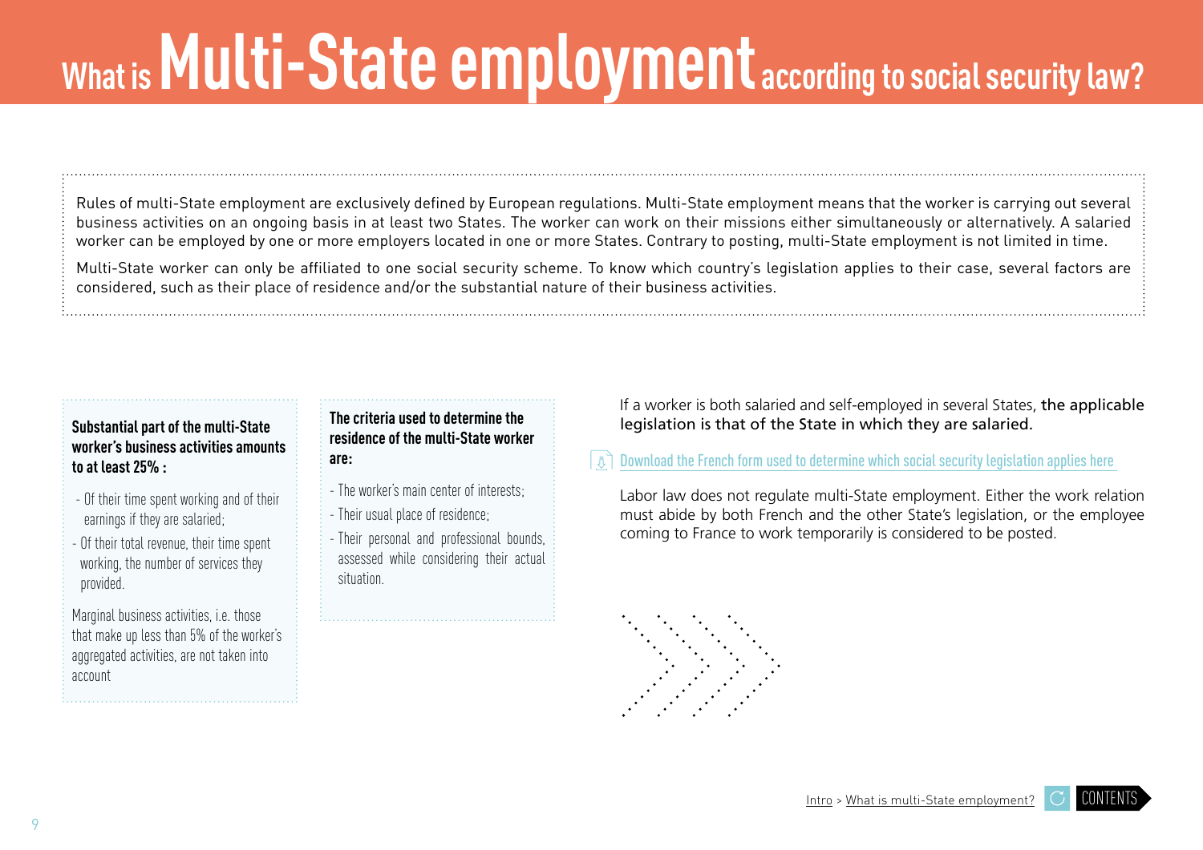# What is Multi-State employment according to social security law?

Rules of multi-State employment are exclusively defined by European regulations. Multi-State employment means that the worker is carrying out several business activities on an ongoing basis in at least two States. The worker can work on their missions either simultaneously or alternatively. A salaried worker can be employed by one or more employers located in one or more States. Contrary to posting, multi-State employment is not limited in time.

Multi-State worker can only be affiliated to one social security scheme. To know which country's legislation applies to their case, several factors are considered, such as their place of residence and/or the substantial nature of their business activities.

**Substantial part of the multi-State worker's business activities amounts to at least 25% :**

- Of their time spent working and of their earnings if they are salaried;
- Of their total revenue, their time spent working, the number of services they provided.

Marginal business activities, i.e. those that make up less than 5% of the worker's aggregated activities, are not taken into account

**The criteria used to determine the residence of the multi-State worker are:**

- The worker's main center of interests;
- Their usual place of residence;
- Their personal and professional bounds, assessed while considering their actual situation.

If a worker is both salaried and self-employed in several States, the applicable legislation is that of the State in which they are salaried.

Download the French form used to determine which social security legislation applies here

Labor law does not regulate multi-State employment. Either the work relation must abide by both French and the other State's legislation, or the employee coming to France to work temporarily is considered to be posted.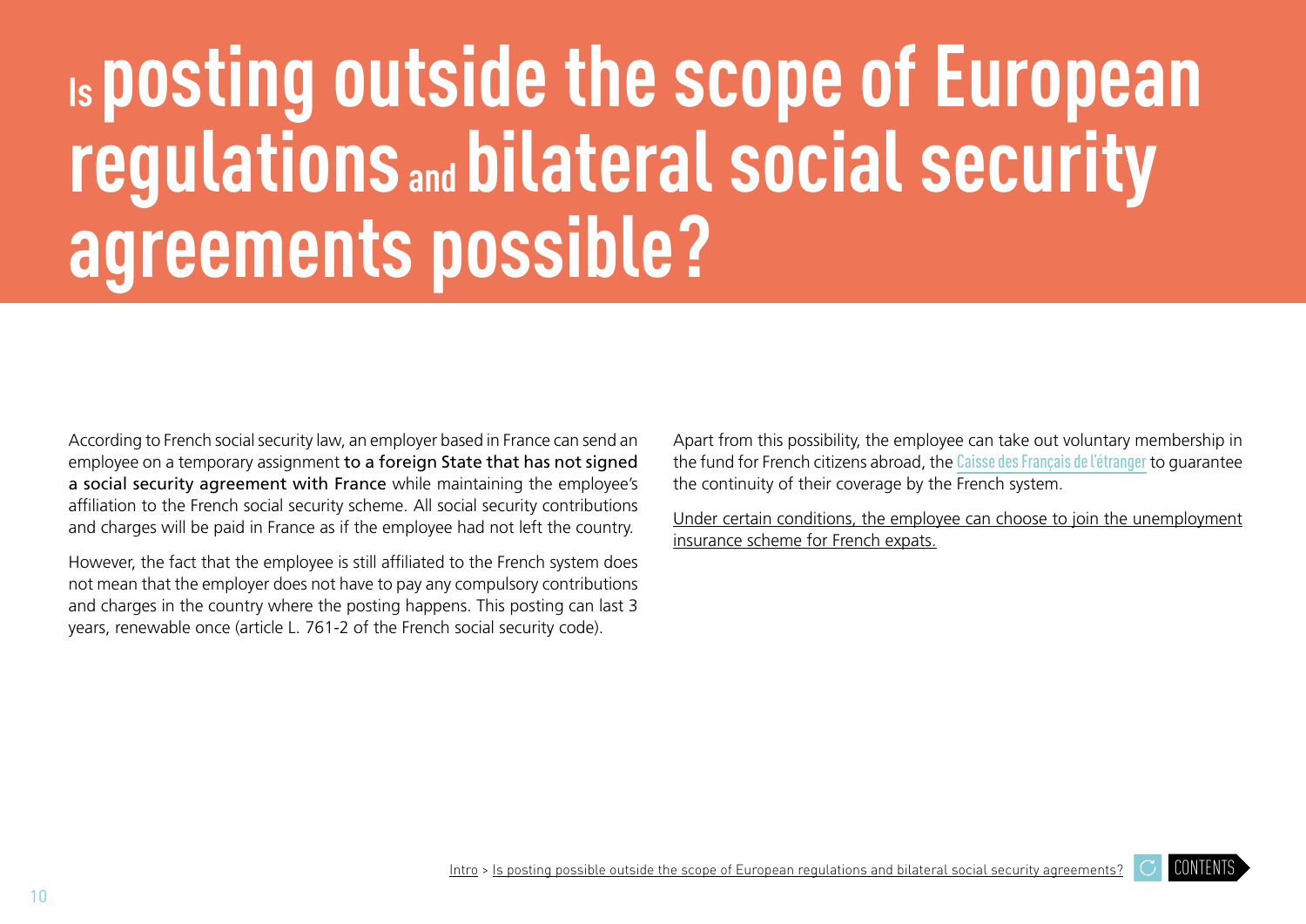# Is posting outside the scope of European regulations and bilateral social security agreements possible?

According to French social security law, an employer based in France can send an employee on a temporary assignment **to a foreign State that has not signed a social security agreement with France** while maintaining the employee's affiliation to the French social security scheme. All social security contributions and charges will be paid in France as if the employee had not left the country.

However, the fact that the employee is still affiliated to the French system does not mean that the employer does not have to pay any compulsory contributions and charges in the country where the posting happens. This posting can last 3 years, renewable once (article L. 761-2 of the French social security code).

Apart from this possibility, the employee can take out voluntary membership in the fund for French citizens abroad, the Caisse des Français de l'étranger to guarantee the continuity of their coverage by the French system.

Under certain conditions, the employee can choose to join the unemployment insurance scheme for French expats.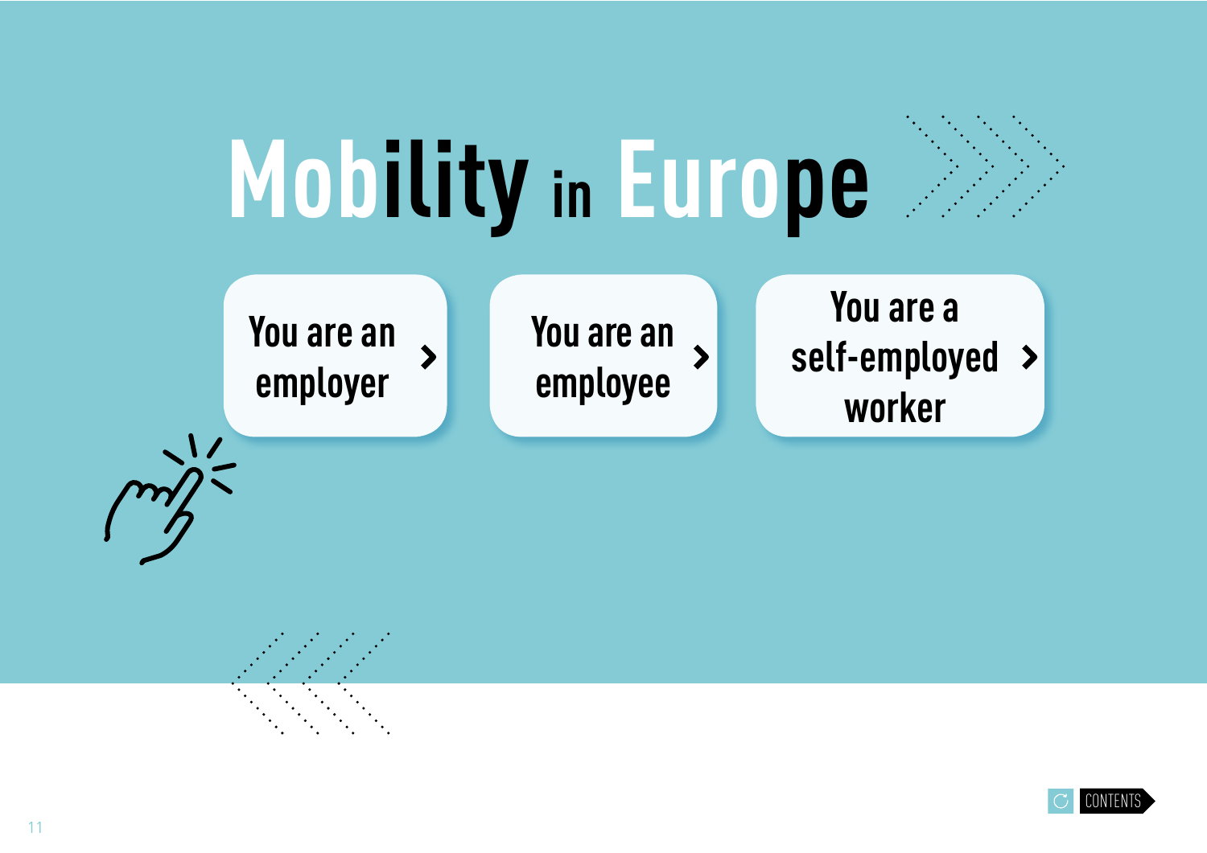# Mobility in Europe

- You are an employer
- You are an employee
- You are a self-employed worker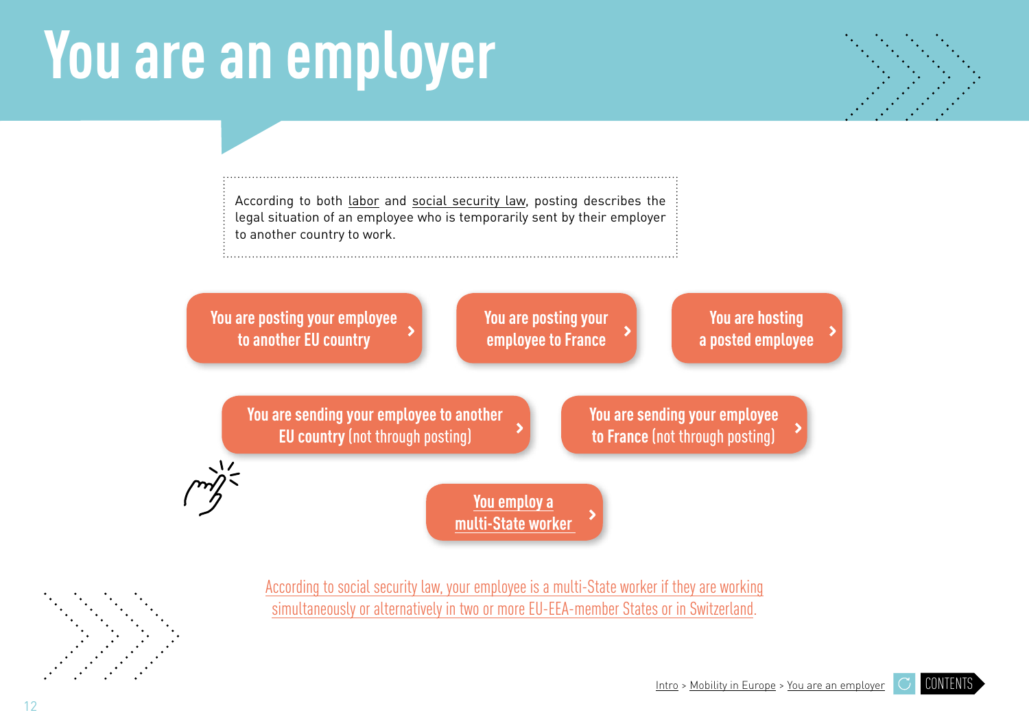# You are an employer

According to both labor and social security law, posting describes the legal situation of an employee who is temporarily sent by their employer to another country to work.

- You are posting your employee to another EU country
- You are posting your employee to France
- You are hosting a posted employee
- You are sending your employee to another EU country (not through posting)
- You are sending your employee to France (not through posting)
- You employ a multi-State worker

According to social security law, your employee is a multi-State worker if they are working simultaneously or alternatively in two or more EU-EEA-member States or in Switzerland.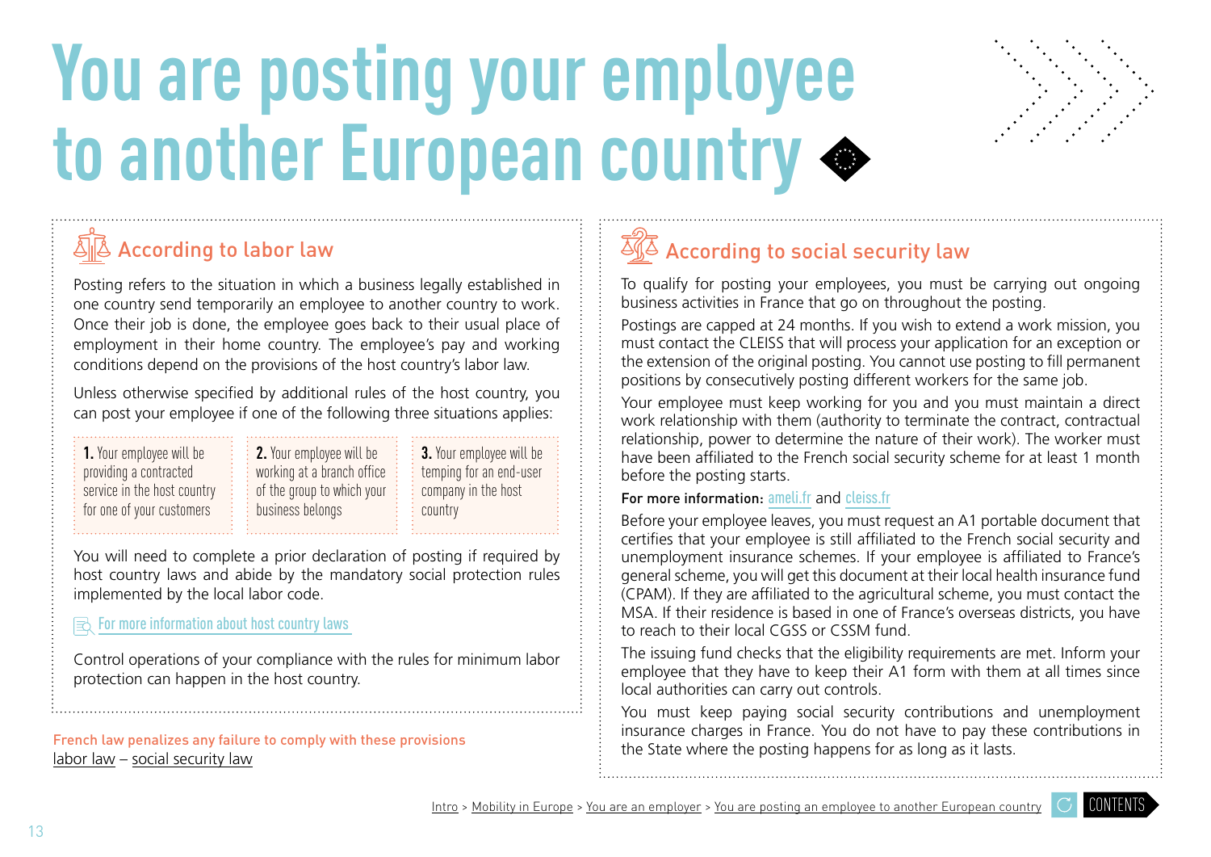# You are posting your employee to another European country

## According to labor law

Posting refers to the situation in which a business legally established in one country send temporarily an employee to another country to work. Once their job is done, the employee goes back to their usual place of employment in their home country. The employee's pay and working conditions depend on the provisions of the host country's labor law.

Unless otherwise specified by additional rules of the host country, you can post your employee if one of the following three situations applies:

**1.** Your employee will be providing a contracted service in the host country for one of your customers

**2.** Your employee will be working at a branch office of the group to which your business belongs

**3.** Your employee will be temping for an end-user company in the host country

You will need to complete a prior declaration of posting if required by host country laws and abide by the mandatory social protection rules implemented by the local labor code.

For more information about host country laws

Control operations of your compliance with the rules for minimum labor protection can happen in the host country.

French law penalizes any failure to comply with these provisions
labor law – social security law

## According to social security law

To qualify for posting your employees, you must be carrying out ongoing business activities in France that go on throughout the posting.

Postings are capped at 24 months. If you wish to extend a work mission, you must contact the CLEISS that will process your application for an exception or the extension of the original posting. You cannot use posting to fill permanent positions by consecutively posting different workers for the same job.

Your employee must keep working for you and you must maintain a direct work relationship with them (authority to terminate the contract, contractual relationship, power to determine the nature of their work). The worker must have been affiliated to the French social security scheme for at least 1 month before the posting starts.

**For more information:** ameli.fr and cleiss.fr

Before your employee leaves, you must request an A1 portable document that certifies that your employee is still affiliated to the French social security and unemployment insurance schemes. If your employee is affiliated to France's general scheme, you will get this document at their local health insurance fund (CPAM). If they are affiliated to the agricultural scheme, you must contact the MSA. If their residence is based in one of France's overseas districts, you have to reach to their local CGSS or CSSM fund.

The issuing fund checks that the eligibility requirements are met. Inform your employee that they have to keep their A1 form with them at all times since local authorities can carry out controls.

You must keep paying social security contributions and unemployment insurance charges in France. You do not have to pay these contributions in the State where the posting happens for as long as it lasts.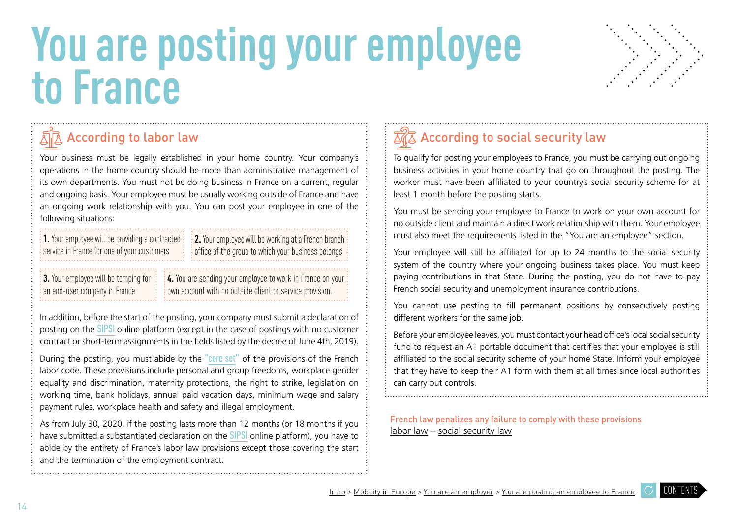# You are posting your employee to France

## According to labor law

Your business must be legally established in your home country. Your company's operations in the home country should be more than administrative management of its own departments. You must not be doing business in France on a current, regular and ongoing basis. Your employee must be usually working outside of France and have an ongoing work relationship with you. You can post your employee in one of the following situations:

**1.** Your employee will be providing a contracted service in France for one of your customers

**2.** Your employee will be working at a French branch office of the group to which your business belongs

**3.** Your employee will be temping for an end-user company in France

**4.** You are sending your employee to work in France on your own account with no outside client or service provision.

In addition, before the start of the posting, your company must submit a declaration of posting on the SIPSI online platform (except in the case of postings with no customer contract or short-term assignments in the fields listed by the decree of June 4th, 2019).

During the posting, you must abide by the "core set" of the provisions of the French labor code. These provisions include personal and group freedoms, workplace gender equality and discrimination, maternity protections, the right to strike, legislation on working time, bank holidays, annual paid vacation days, minimum wage and salary payment rules, workplace health and safety and illegal employment.

As from July 30, 2020, if the posting lasts more than 12 months (or 18 months if you have submitted a substantiated declaration on the SIPSI online platform), you have to abide by the entirety of France's labor law provisions except those covering the start and the termination of the employment contract.

## According to social security law

To qualify for posting your employees to France, you must be carrying out ongoing business activities in your home country that go on throughout the posting. The worker must have been affiliated to your country's social security scheme for at least 1 month before the posting starts.

You must be sending your employee to France to work on your own account for no outside client and maintain a direct work relationship with them. Your employee must also meet the requirements listed in the "You are an employee" section.

Your employee will still be affiliated for up to 24 months to the social security system of the country where your ongoing business takes place. You must keep paying contributions in that State. During the posting, you do not have to pay French social security and unemployment insurance contributions.

You cannot use posting to fill permanent positions by consecutively posting different workers for the same job.

Before your employee leaves, you must contact your head office's local social security fund to request an A1 portable document that certifies that your employee is still affiliated to the social security scheme of your home State. Inform your employee that they have to keep their A1 form with them at all times since local authorities can carry out controls.

French law penalizes any failure to comply with these provisions
labor law – social security law

Intro > Mobility in Europe > You are an employer > You are posting an employee to France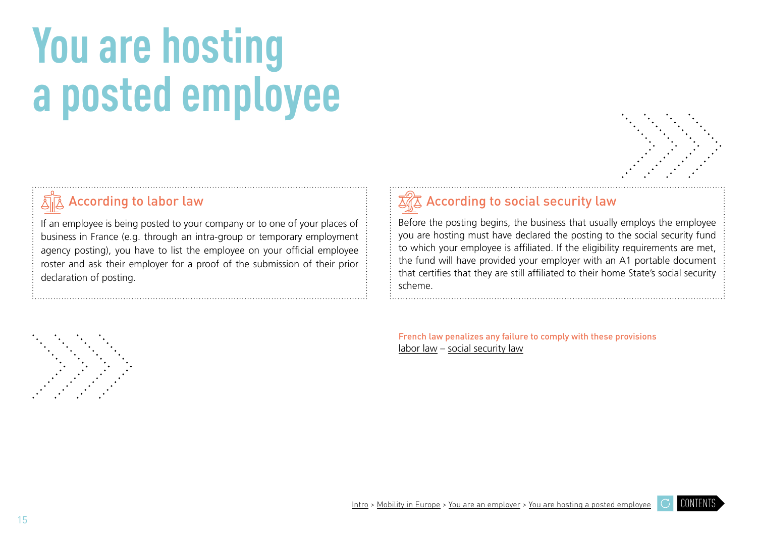# You are hosting a posted employee

## According to labor law

If an employee is being posted to your company or to one of your places of business in France (e.g. through an intra-group or temporary employment agency posting), you have to list the employee on your official employee roster and ask their employer for a proof of the submission of their prior declaration of posting.

## According to social security law

Before the posting begins, the business that usually employs the employee you are hosting must have declared the posting to the social security fund to which your employee is affiliated. If the eligibility requirements are met, the fund will have provided your employer with an A1 portable document that certifies that they are still affiliated to their home State's social security scheme.

**French law penalizes any failure to comply with these provisions**

labor law – social security law

Intro > Mobility in Europe > You are an employer > You are hosting a posted employee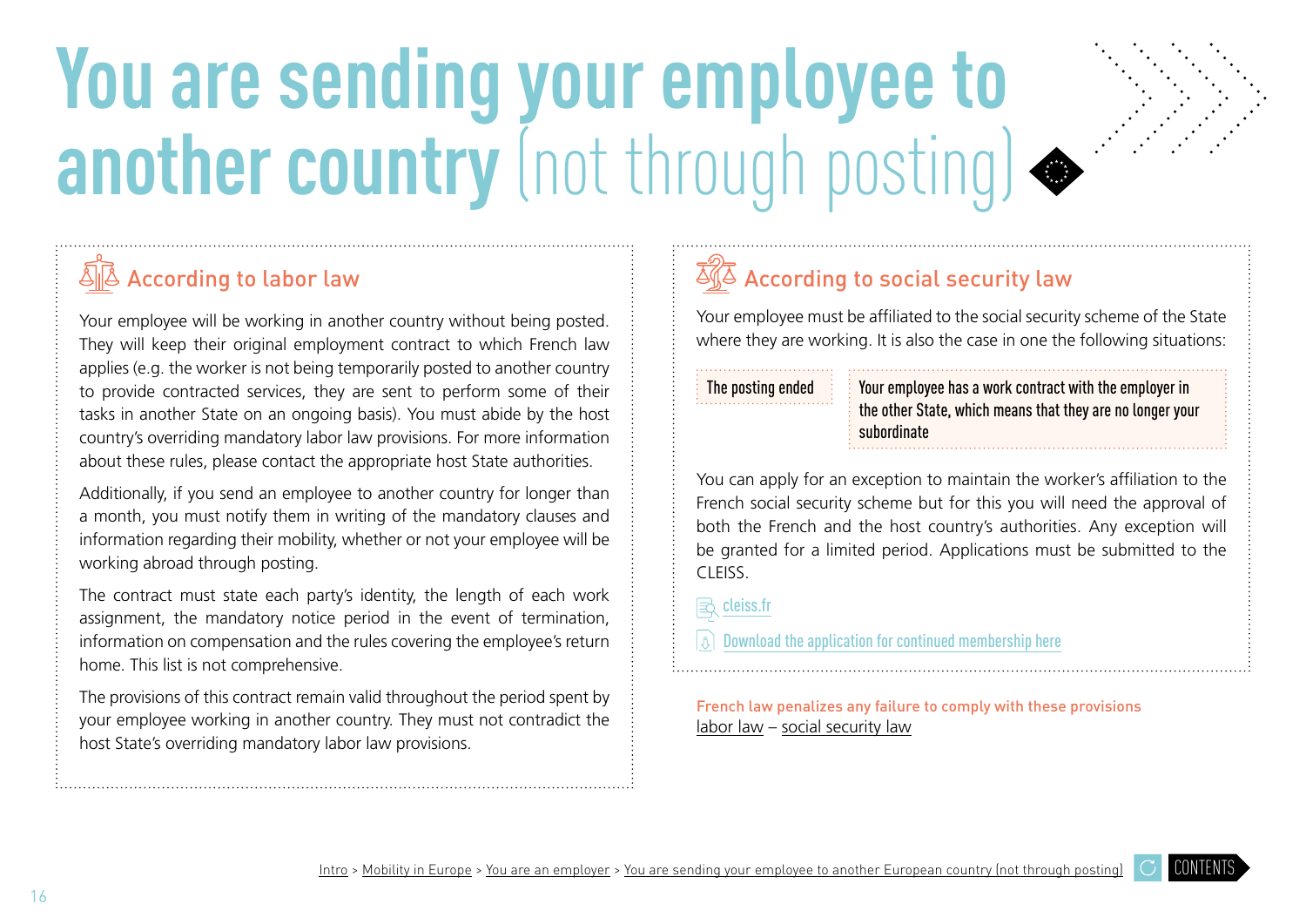# You are sending your employee to another country (not through posting)

## According to labor law

Your employee will be working in another country without being posted. They will keep their original employment contract to which French law applies (e.g. the worker is not being temporarily posted to another country to provide contracted services, they are sent to perform some of their tasks in another State on an ongoing basis). You must abide by the host country's overriding mandatory labor law provisions. For more information about these rules, please contact the appropriate host State authorities.

Additionally, if you send an employee to another country for longer than a month, you must notify them in writing of the mandatory clauses and information regarding their mobility, whether or not your employee will be working abroad through posting.

The contract must state each party's identity, the length of each work assignment, the mandatory notice period in the event of termination, information on compensation and the rules covering the employee's return home. This list is not comprehensive.

The provisions of this contract remain valid throughout the period spent by your employee working in another country. They must not contradict the host State's overriding mandatory labor law provisions.

## According to social security law

Your employee must be affiliated to the social security scheme of the State where they are working. It is also the case in one the following situations:

- The posting ended
- Your employee has a work contract with the employer in the other State, which means that they are no longer your subordinate

You can apply for an exception to maintain the worker's affiliation to the French social security scheme but for this you will need the approval of both the French and the host country's authorities. Any exception will be granted for a limited period. Applications must be submitted to the CLEISS.

cleiss.fr

Download the application for continued membership here

French law penalizes any failure to comply with these provisions

labor law – social security law

Intro > Mobility in Europe > You are an employer > You are sending your employee to another European country (not through posting)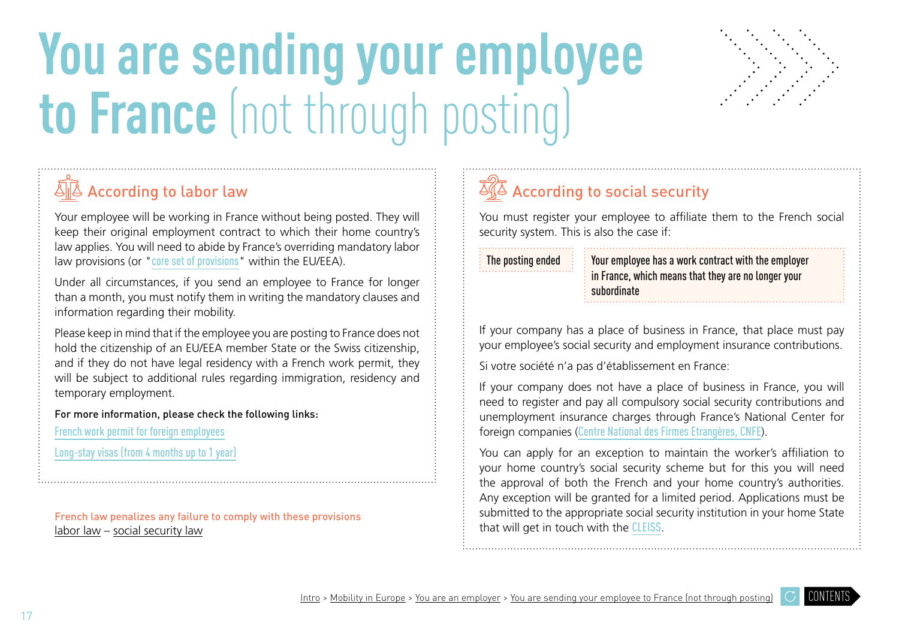# You are sending your employee to France (not through posting)

## According to labor law

Your employee will be working in France without being posted. They will keep their original employment contract to which their home country's law applies. You will need to abide by France's overriding mandatory labor law provisions (or "core set of provisions" within the EU/EEA).

Under all circumstances, if you send an employee to France for longer than a month, you must notify them in writing the mandatory clauses and information regarding their mobility.

Please keep in mind that if the employee you are posting to France does not hold the citizenship of an EU/EEA member State or the Swiss citizenship, and if they do not have legal residency with a French work permit, they will be subject to additional rules regarding immigration, residency and temporary employment.

For more information, please check the following links:

French work permit for foreign employees

Long-stay visas (from 4 months up to 1 year)

French law penalizes any failure to comply with these provisions
labor law – social security law

## According to social security

You must register your employee to affiliate them to the French social security system. This is also the case if:

- The posting ended
- Your employee has a work contract with the employer in France, which means that they are no longer your subordinate

If your company has a place of business in France, that place must pay your employee's social security and employment insurance contributions.

Si votre société n'a pas d'établissement en France:

If your company does not have a place of business in France, you will need to register and pay all compulsory social security contributions and unemployment insurance charges through France's National Center for foreign companies (Centre National des Firmes Etrangères, CNFE).

You can apply for an exception to maintain the worker's affiliation to your home country's social security scheme but for this you will need the approval of both the French and your home country's authorities. Any exception will be granted for a limited period. Applications must be submitted to the appropriate social security institution in your home State that will get in touch with the CLEISS.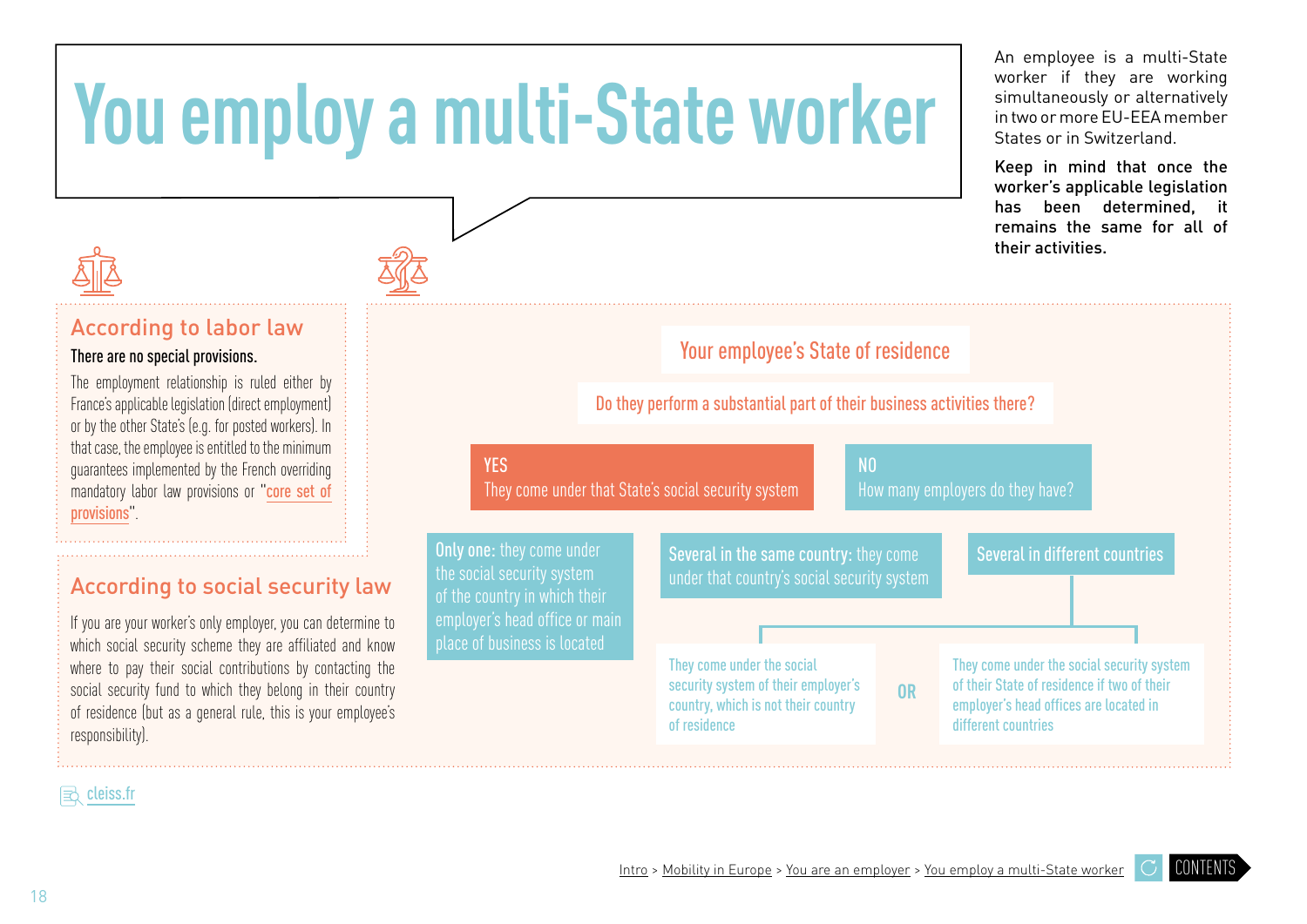# You employ a multi-State worker

An employee is a multi-State worker if they are working simultaneously or alternatively in two or more EU-EEA member States or in Switzerland.

**Keep in mind that once the worker's applicable legislation has been determined, it remains the same for all of their activities.**

## According to labor law

**There are no special provisions.**

The employment relationship is ruled either by France's applicable legislation (direct employment) or by the other State's (e.g. for posted workers). In that case, the employee is entitled to the minimum guarantees implemented by the French overriding mandatory labor law provisions or "core set of provisions".

## According to social security law

If you are your worker's only employer, you can determine to which social security scheme they are affiliated and know where to pay their social contributions by contacting the social security fund to which they belong in their country of residence (but as a general rule, this is your employee's responsibility).

### Your employee's State of residence

**Do they perform a substantial part of their business activities there?**

- **YES**
  They come under that State's social security system
- **NO**
  How many employers do they have?
  - **Only one:** they come under the social security system of the country in which their employer's head office or main place of business is located
  - **Several in the same country:** they come under that country's social security system
  - **Several in different countries**
    - They come under the social security system of their employer's country, which is not their country of residence
    - **OR**
    - They come under the social security system of their State of residence if two of their employer's head offices are located in different countries

cleiss.fr

Intro > Mobility in Europe > You are an employer > You employ a multi-State worker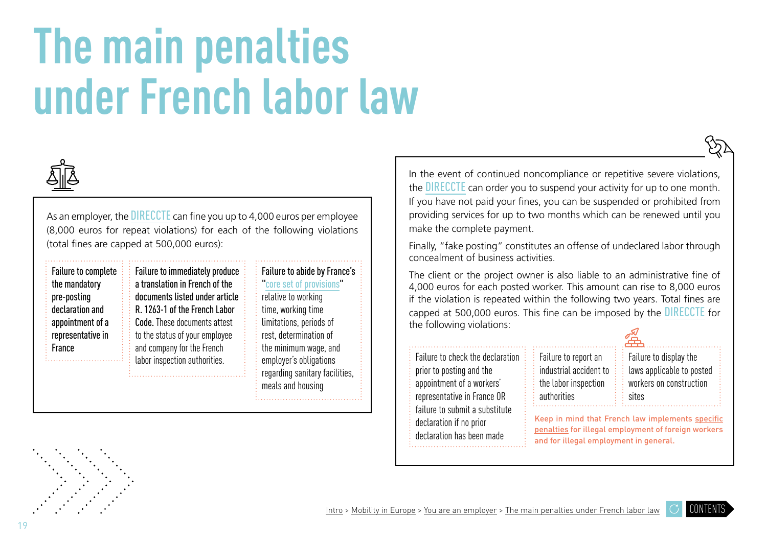# The main penalties under French labor law

As an employer, the DIRECCTE can fine you up to 4,000 euros per employee (8,000 euros for repeat violations) for each of the following violations (total fines are capped at 500,000 euros):

- **Failure to complete the mandatory pre-posting declaration and appointment of a representative in France**
- **Failure to immediately produce a translation in French of the documents listed under article R. 1263-1 of the French Labor Code.** These documents attest to the status of your employee and company for the French labor inspection authorities.
- **Failure to abide by France's "core set of provisions"** relative to working time, working time limitations, periods of rest, determination of the minimum wage, and employer's obligations regarding sanitary facilities, meals and housing

In the event of continued noncompliance or repetitive severe violations, the DIRECCTE can order you to suspend your activity for up to one month. If you have not paid your fines, you can be suspended or prohibited from providing services for up to two months which can be renewed until you make the complete payment.

Finally, "fake posting" constitutes an offense of undeclared labor through concealment of business activities.

The client or the project owner is also liable to an administrative fine of 4,000 euros for each posted worker. This amount can rise to 8,000 euros if the violation is repeated within the following two years. Total fines are capped at 500,000 euros. This fine can be imposed by the DIRECCTE for the following violations:

- Failure to check the declaration prior to posting and the appointment of a workers' representative in France OR failure to submit a substitute declaration if no prior declaration has been made
- Failure to report an industrial accident to the labor inspection authorities
- Failure to display the laws applicable to posted workers on construction sites

Keep in mind that French law implements specific penalties for illegal employment of foreign workers and for illegal employment in general.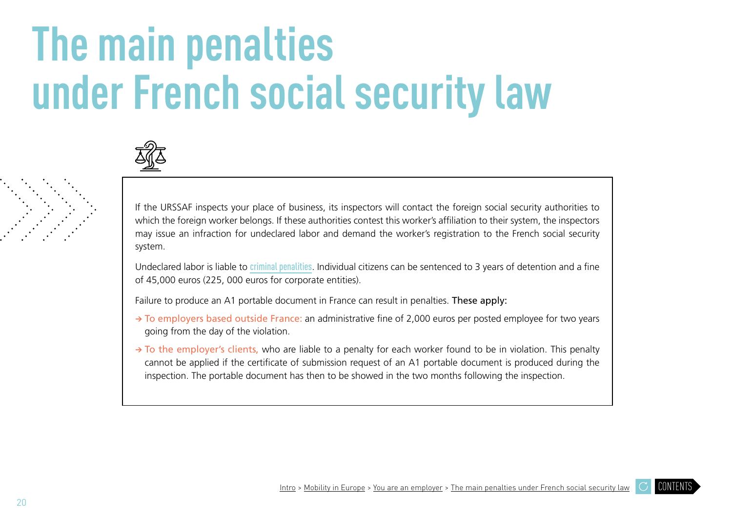# The main penalties under French social security law

If the URSSAF inspects your place of business, its inspectors will contact the foreign social security authorities to which the foreign worker belongs. If these authorities contest this worker's affiliation to their system, the inspectors may issue an infraction for undeclared labor and demand the worker's registration to the French social security system.

Undeclared labor is liable to criminal penalities. Individual citizens can be sentenced to 3 years of detention and a fine of 45,000 euros (225, 000 euros for corporate entities).

Failure to produce an A1 portable document in France can result in penalties. **These apply:**

- → To employers based outside France: an administrative fine of 2,000 euros per posted employee for two years going from the day of the violation.
- → To the employer's clients, who are liable to a penalty for each worker found to be in violation. This penalty cannot be applied if the certificate of submission request of an A1 portable document is produced during the inspection. The portable document has then to be showed in the two months following the inspection.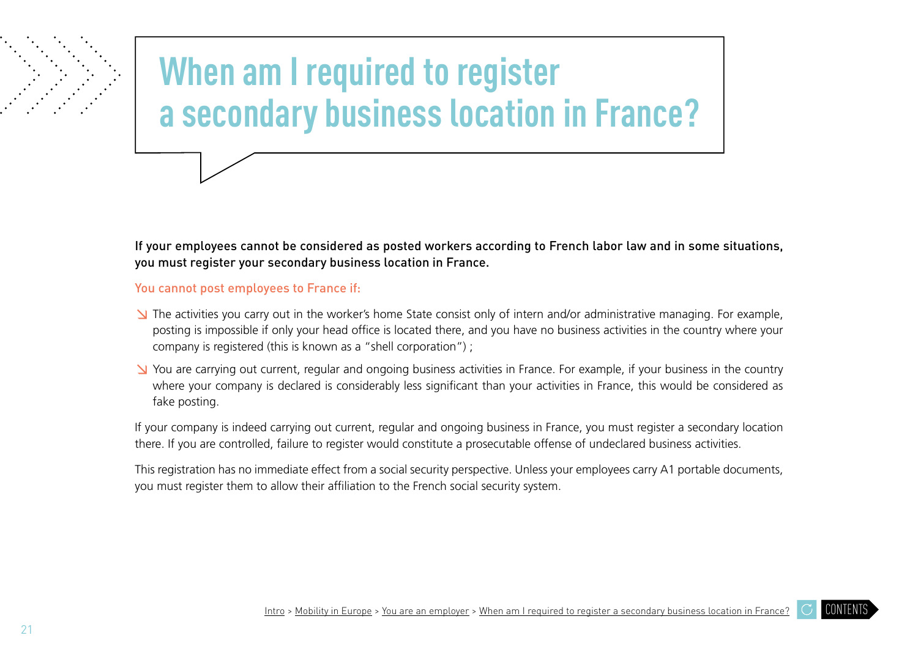# When am I required to register a secondary business location in France?

**If your employees cannot be considered as posted workers according to French labor law and in some situations, you must register your secondary business location in France.**

You cannot post employees to France if:

- The activities you carry out in the worker's home State consist only of intern and/or administrative managing. For example, posting is impossible if only your head office is located there, and you have no business activities in the country where your company is registered (this is known as a "shell corporation") ;
- You are carrying out current, regular and ongoing business activities in France. For example, if your business in the country where your company is declared is considerably less significant than your activities in France, this would be considered as fake posting.

If your company is indeed carrying out current, regular and ongoing business in France, you must register a secondary location there. If you are controlled, failure to register would constitute a prosecutable offense of undeclared business activities.

This registration has no immediate effect from a social security perspective. Unless your employees carry A1 portable documents, you must register them to allow their affiliation to the French social security system.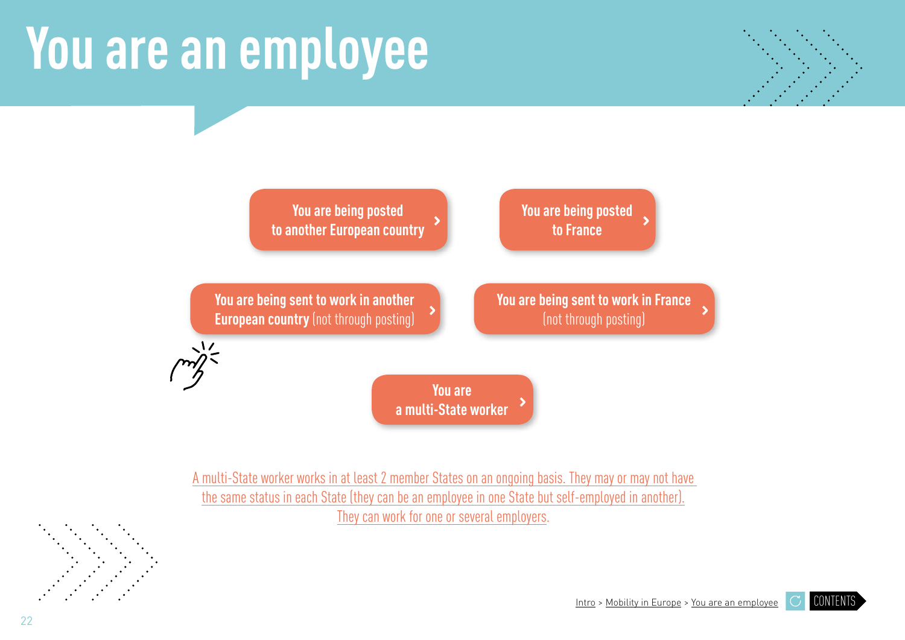# You are an employee

You are being posted to another European country

You are being posted to France

You are being sent to work in another **European country** (not through posting)

You are being sent to work in France (not through posting)

You are a multi-State worker

A multi-State worker works in at least 2 member States on an ongoing basis. They may or may not have the same status in each State (they can be an employee in one State but self-employed in another). They can work for one or several employers.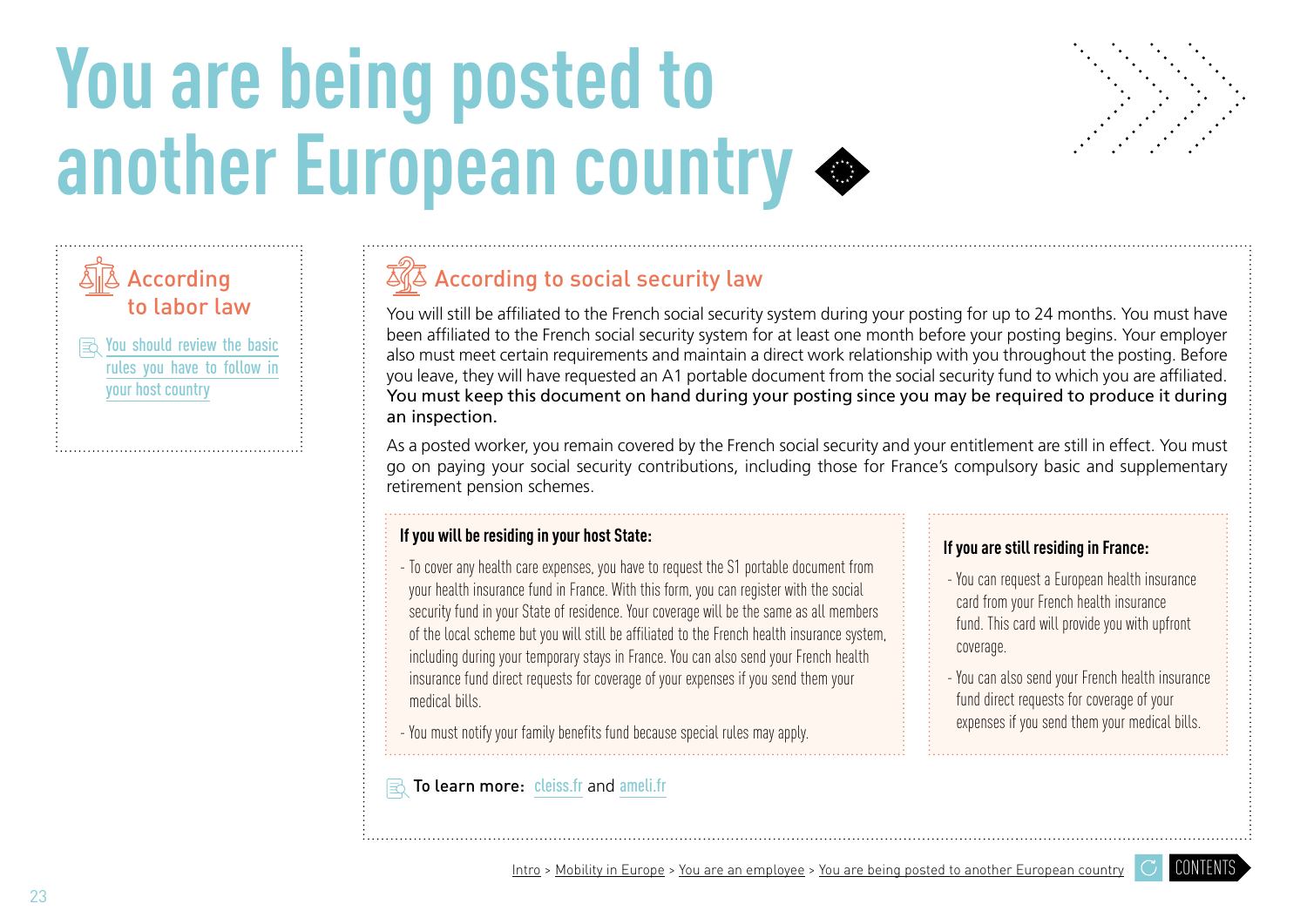# You are being posted to another European country

## According to labor law

[You should review the basic rules you have to follow in your host country]

## According to social security law

You will still be affiliated to the French social security system during your posting for up to 24 months. You must have been affiliated to the French social security system for at least one month before your posting begins. Your employer also must meet certain requirements and maintain a direct work relationship with you throughout the posting. Before you leave, they will have requested an A1 portable document from the social security fund to which you are affiliated. **You must keep this document on hand during your posting since you may be required to produce it during an inspection.**

As a posted worker, you remain covered by the French social security and your entitlement are still in effect. You must go on paying your social security contributions, including those for France's compulsory basic and supplementary retirement pension schemes.

**If you will be residing in your host State:**

- To cover any health care expenses, you have to request the S1 portable document from your health insurance fund in France. With this form, you can register with the social security fund in your State of residence. Your coverage will be the same as all members of the local scheme but you will still be affiliated to the French health insurance system, including during your temporary stays in France. You can also send your French health insurance fund direct requests for coverage of your expenses if you send them your medical bills.
- You must notify your family benefits fund because special rules may apply.

**If you are still residing in France:**

- You can request a European health insurance card from your French health insurance fund. This card will provide you with upfront coverage.
- You can also send your French health insurance fund direct requests for coverage of your expenses if you send them your medical bills.

**To learn more:** cleiss.fr and ameli.fr

Intro > Mobility in Europe > You are an employee > You are being posted to another European country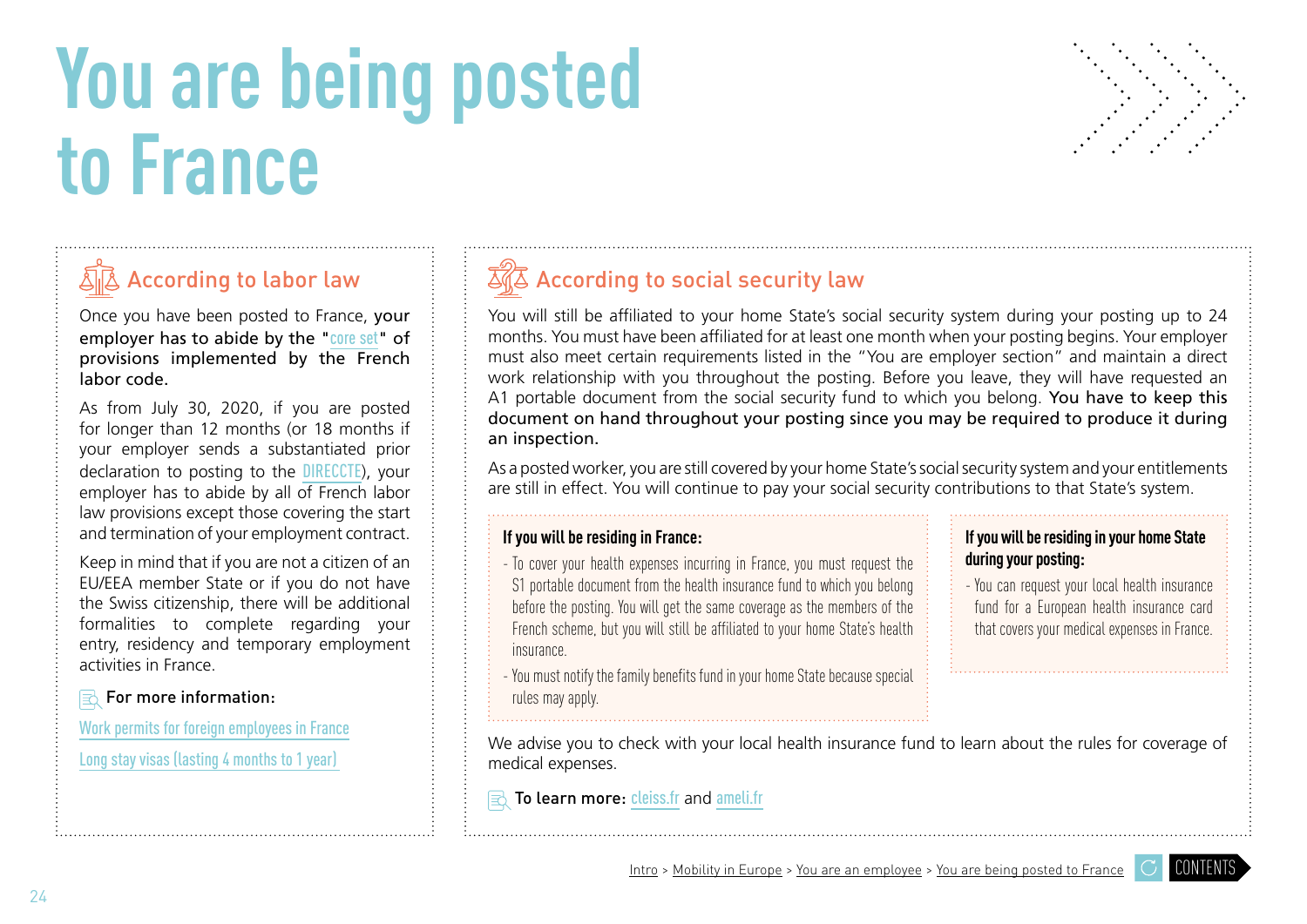# You are being posted to France

## According to labor law

Once you have been posted to France, **your employer has to abide by the "core set" of provisions implemented by the French labor code.**

As from July 30, 2020, if you are posted for longer than 12 months (or 18 months if your employer sends a substantiated prior declaration to posting to the DIRECCTE), your employer has to abide by all of French labor law provisions except those covering the start and termination of your employment contract.

Keep in mind that if you are not a citizen of an EU/EEA member State or if you do not have the Swiss citizenship, there will be additional formalities to complete regarding your entry, residency and temporary employment activities in France.

**For more information:**

Work permits for foreign employees in France

Long stay visas (lasting 4 months to 1 year)

## According to social security law

You will still be affiliated to your home State's social security system during your posting up to 24 months. You must have been affiliated for at least one month when your posting begins. Your employer must also meet certain requirements listed in the "You are employer section" and maintain a direct work relationship with you throughout the posting. Before you leave, they will have requested an A1 portable document from the social security fund to which you belong. **You have to keep this document on hand throughout your posting since you may be required to produce it during an inspection.**

As a posted worker, you are still covered by your home State's social security system and your entitlements are still in effect. You will continue to pay your social security contributions to that State's system.

**If you will be residing in France:**

- To cover your health expenses incurring in France, you must request the S1 portable document from the health insurance fund to which you belong before the posting. You will get the same coverage as the members of the French scheme, but you will still be affiliated to your home State's health insurance.
- You must notify the family benefits fund in your home State because special rules may apply.

**If you will be residing in your home State during your posting:**

- You can request your local health insurance fund for a European health insurance card that covers your medical expenses in France.

We advise you to check with your local health insurance fund to learn about the rules for coverage of medical expenses.

**To learn more:** cleiss.fr and ameli.fr

Intro > Mobility in Europe > You are an employee > You are being posted to France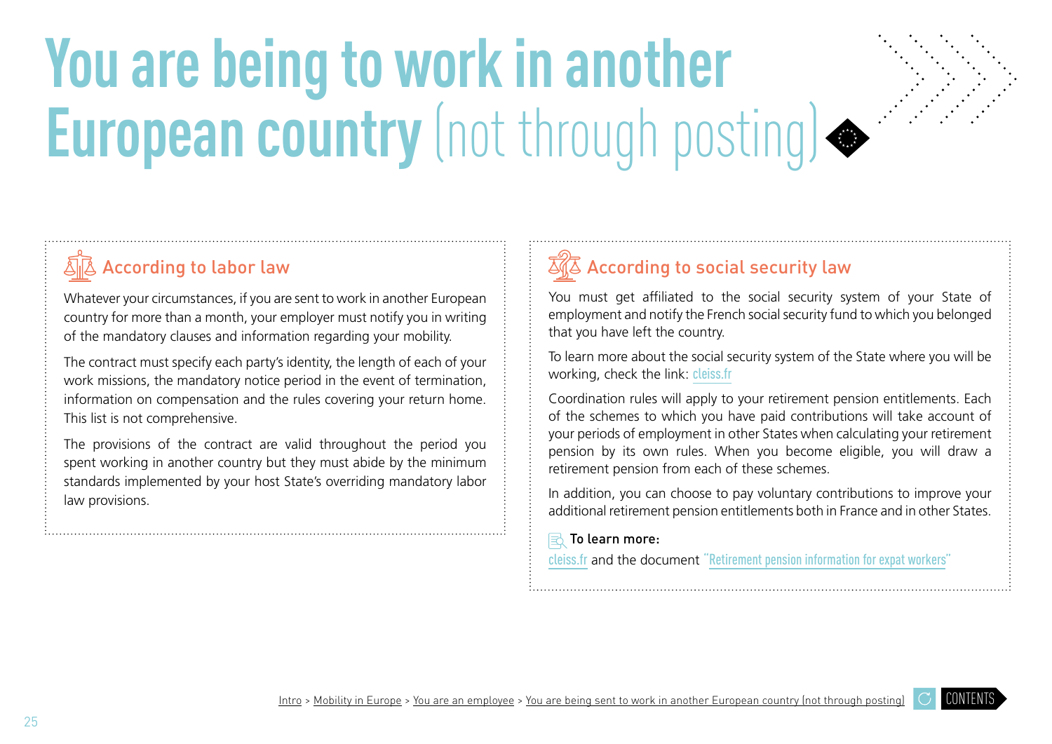# You are being to work in another European country (not through posting)

## According to labor law

Whatever your circumstances, if you are sent to work in another European country for more than a month, your employer must notify you in writing of the mandatory clauses and information regarding your mobility.

The contract must specify each party's identity, the length of each of your work missions, the mandatory notice period in the event of termination, information on compensation and the rules covering your return home. This list is not comprehensive.

The provisions of the contract are valid throughout the period you spent working in another country but they must abide by the minimum standards implemented by your host State's overriding mandatory labor law provisions.

## According to social security law

You must get affiliated to the social security system of your State of employment and notify the French social security fund to which you belonged that you have left the country.

To learn more about the social security system of the State where you will be working, check the link: cleiss.fr

Coordination rules will apply to your retirement pension entitlements. Each of the schemes to which you have paid contributions will take account of your periods of employment in other States when calculating your retirement pension by its own rules. When you become eligible, you will draw a retirement pension from each of these schemes.

In addition, you can choose to pay voluntary contributions to improve your additional retirement pension entitlements both in France and in other States.

**To learn more:**

cleiss.fr and the document "Retirement pension information for expat workers"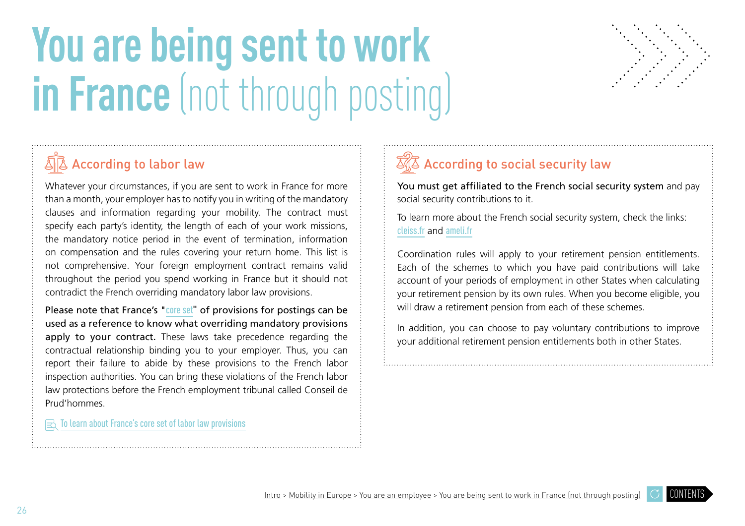# You are being sent to work in France (not through posting)

## According to labor law

Whatever your circumstances, if you are sent to work in France for more than a month, your employer has to notify you in writing of the mandatory clauses and information regarding your mobility. The contract must specify each party's identity, the length of each of your work missions, the mandatory notice period in the event of termination, information on compensation and the rules covering your return home. This list is not comprehensive. Your foreign employment contract remains valid throughout the period you spend working in France but it should not contradict the French overriding mandatory labor law provisions.

**Please note that France's "core set" of provisions for postings can be used as a reference to know what overriding mandatory provisions apply to your contract.** These laws take precedence regarding the contractual relationship binding you to your employer. Thus, you can report their failure to abide by these provisions to the French labor inspection authorities. You can bring these violations of the French labor law protections before the French employment tribunal called Conseil de Prud'hommes.

To learn about France's core set of labor law provisions

## According to social security law

**You must get affiliated to the French social security system** and pay social security contributions to it.

To learn more about the French social security system, check the links: cleiss.fr and ameli.fr

Coordination rules will apply to your retirement pension entitlements. Each of the schemes to which you have paid contributions will take account of your periods of employment in other States when calculating your retirement pension by its own rules. When you become eligible, you will draw a retirement pension from each of these schemes.

In addition, you can choose to pay voluntary contributions to improve your additional retirement pension entitlements both in other States.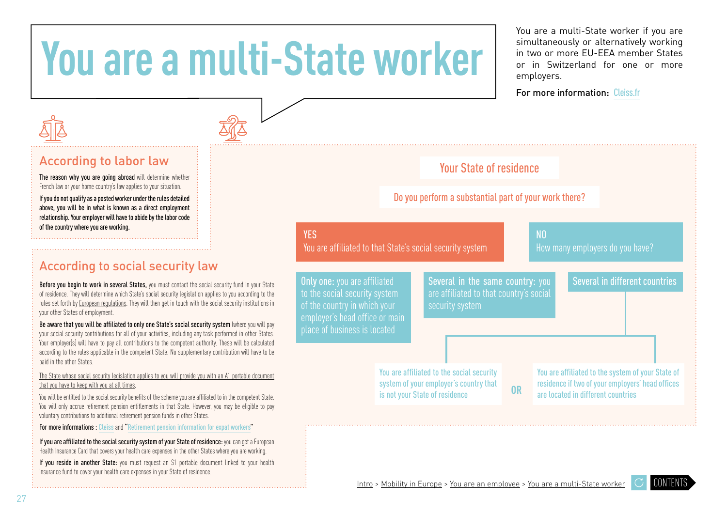# You are a multi-State worker

You are a multi-State worker if you are simultaneously or alternatively working in two or more EU-EEA member States or in Switzerland for one or more employers.

**For more information:** Cleiss.fr

## According to labor law

**The reason why you are going abroad** will determine whether French law or your home country's law applies to your situation.

**If you do not qualify as a posted worker under the rules detailed above, you will be in what is known as a direct employment relationship. Your employer will have to abide by the labor code of the country where you are working.**

## According to social security law

**Before you begin to work in several States,** you must contact the social security fund in your State of residence. They will determine which State's social security legislation applies to you according to the rules set forth by European regulations. They will then get in touch with the social security institutions in your other States of employment.

**Be aware that you will be affiliated to only one State's social security system** (where you will pay your social security contributions for all of your activities, including any task performed in other States. Your employer(s) will have to pay all contributions to the competent authority. These will be calculated according to the rules applicable in the competent State. No supplementary contribution will have to be paid in the other States.

The State whose social security legislation applies to you will provide you with an A1 portable document that you have to keep with you at all times.

You will be entitled to the social security benefits of the scheme you are affiliated to in the competent State. You will only accrue retirement pension entitlements in that State. However, you may be eligible to pay voluntary contributions to additional retirement pension funds in other States.

**For more informations :** Cleiss and "Retirement pension information for expat workers"

**If you are affiliated to the social security system of your State of residence:** you can get a European Health Insurance Card that covers your health care expenses in the other States where you are working.

**If you reside in another State:** you must request an S1 portable document linked to your health insurance fund to cover your health care expenses in your State of residence.

### Your State of residence

**Do you perform a substantial part of your work there?**

- **YES** – You are affiliated to that State's social security system
- **NO** – How many employers do you have?
  - **Only one:** you are affiliated to the social security system of the country in which your employer's head office or main place of business is located
  - **Several in the same country:** you are affiliated to that country's social security system
  - **Several in different countries:**
    - You are affiliated to the social security system of your employer's country that is not your State of residence
    - **OR**
    - You are affiliated to the system of your State of residence if two of your employers' head offices are located in different countries

Intro > Mobility in Europe > You are an employee > You are a multi-State worker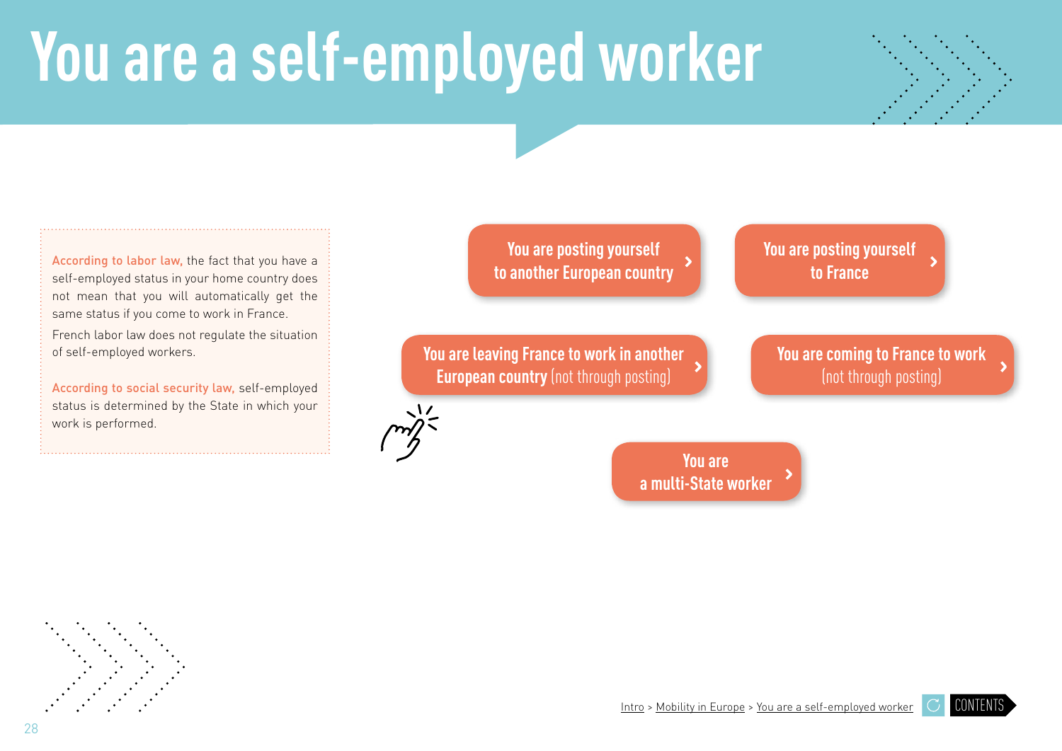# You are a self-employed worker

**According to labor law,** the fact that you have a self-employed status in your home country does not mean that you will automatically get the same status if you come to work in France.

French labor law does not regulate the situation of self-employed workers.

**According to social security law,** self-employed status is determined by the State in which your work is performed.

- **You are posting yourself to another European country**
- **You are posting yourself to France**
- **You are leaving France to work in another European country** (not through posting)
- **You are coming to France to work** (not through posting)
- **You are a multi-State worker**

Intro > Mobility in Europe > You are a self-employed worker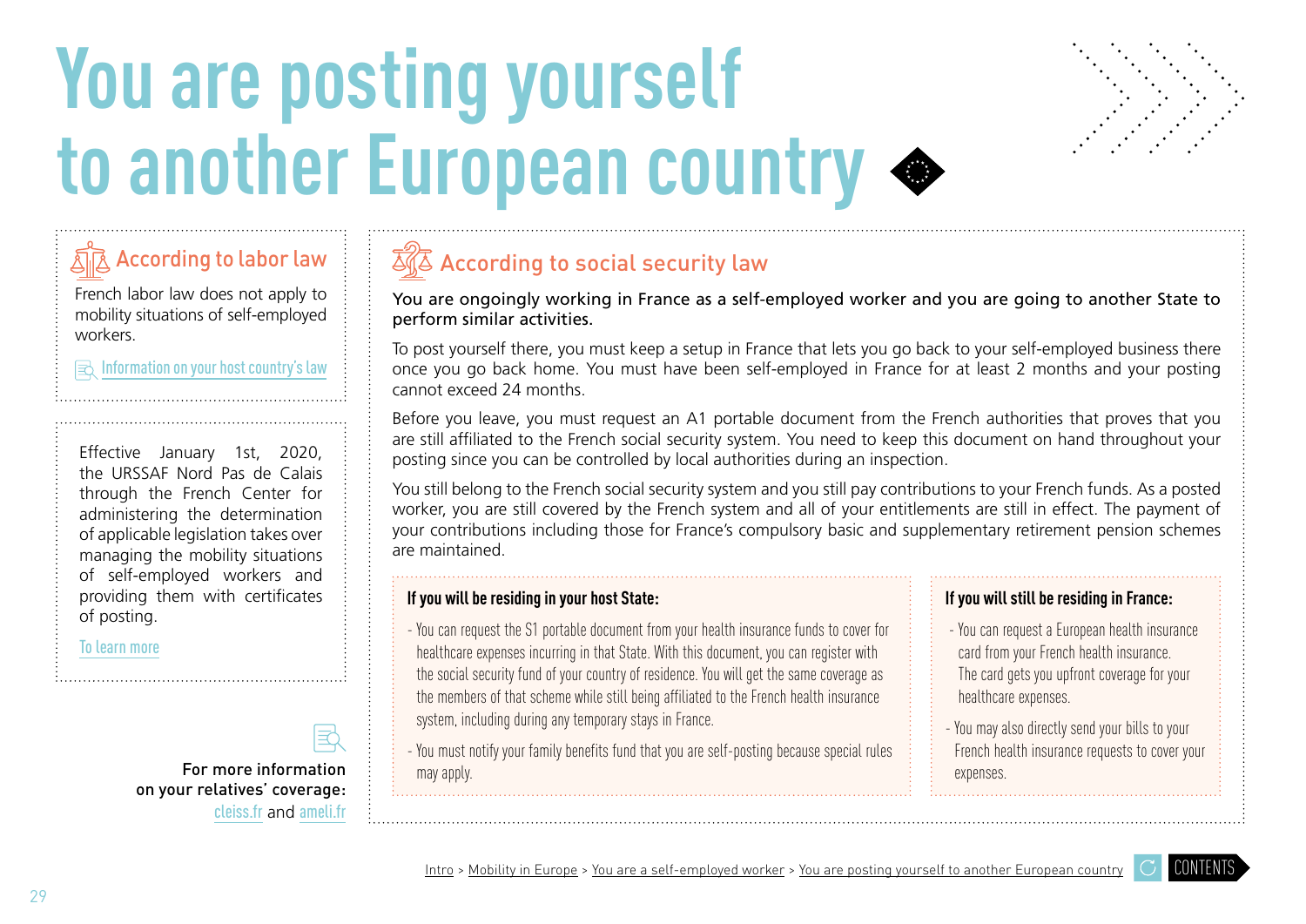# You are posting yourself to another European country

## According to labor law

French labor law does not apply to mobility situations of self-employed workers.

Information on your host country's law

Effective January 1st, 2020, the URSSAF Nord Pas de Calais through the French Center for administering the determination of applicable legislation takes over managing the mobility situations of self-employed workers and providing them with certificates of posting.

To learn more

For more information on your relatives' coverage: cleiss.fr and ameli.fr

## According to social security law

You are ongoingly working in France as a self-employed worker and you are going to another State to perform similar activities.

To post yourself there, you must keep a setup in France that lets you go back to your self-employed business there once you go back home. You must have been self-employed in France for at least 2 months and your posting cannot exceed 24 months.

Before you leave, you must request an A1 portable document from the French authorities that proves that you are still affiliated to the French social security system. You need to keep this document on hand throughout your posting since you can be controlled by local authorities during an inspection.

You still belong to the French social security system and you still pay contributions to your French funds. As a posted worker, you are still covered by the French system and all of your entitlements are still in effect. The payment of your contributions including those for France's compulsory basic and supplementary retirement pension schemes are maintained.

### If you will be residing in your host State:

- You can request the S1 portable document from your health insurance funds to cover for healthcare expenses incurring in that State. With this document, you can register with the social security fund of your country of residence. You will get the same coverage as the members of that scheme while still being affiliated to the French health insurance system, including during any temporary stays in France.
- You must notify your family benefits fund that you are self-posting because special rules may apply.

### If you will still be residing in France:

- You can request a European health insurance card from your French health insurance. The card gets you upfront coverage for your healthcare expenses.
- You may also directly send your bills to your French health insurance requests to cover your expenses.

Intro > Mobility in Europe > You are a self-employed worker > You are posting yourself to another European country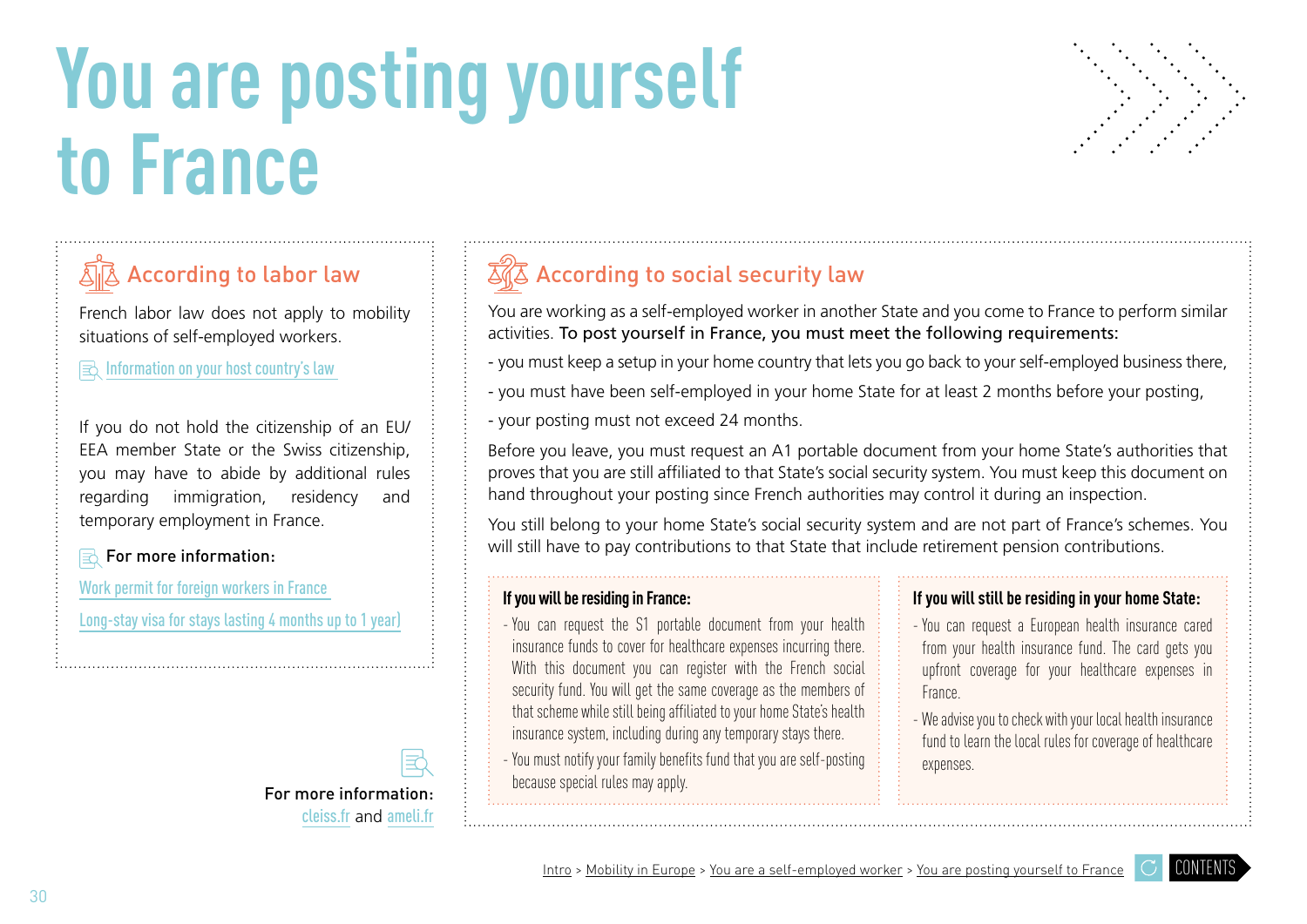# You are posting yourself to France

## According to labor law

French labor law does not apply to mobility situations of self-employed workers.

Information on your host country's law

If you do not hold the citizenship of an EU/EEA member State or the Swiss citizenship, you may have to abide by additional rules regarding immigration, residency and temporary employment in France.

**For more information:**

Work permit for foreign workers in France

Long-stay visa for stays lasting 4 months up to 1 year)

**For more information:** cleiss.fr and ameli.fr

## According to social security law

You are working as a self-employed worker in another State and you come to France to perform similar activities. **To post yourself in France, you must meet the following requirements:**

- you must keep a setup in your home country that lets you go back to your self-employed business there,
- you must have been self-employed in your home State for at least 2 months before your posting,
- your posting must not exceed 24 months.

Before you leave, you must request an A1 portable document from your home State's authorities that proves that you are still affiliated to that State's social security system. You must keep this document on hand throughout your posting since French authorities may control it during an inspection.

You still belong to your home State's social security system and are not part of France's schemes. You will still have to pay contributions to that State that include retirement pension contributions.

### If you will be residing in France:

- You can request the S1 portable document from your health insurance funds to cover for healthcare expenses incurring there. With this document you can register with the French social security fund. You will get the same coverage as the members of that scheme while still being affiliated to your home State's health insurance system, including during any temporary stays there.
- You must notify your family benefits fund that you are self-posting because special rules may apply.

### If you will still be residing in your home State:

- You can request a European health insurance cared from your health insurance fund. The card gets you upfront coverage for your healthcare expenses in France.
- We advise you to check with your local health insurance fund to learn the local rules for coverage of healthcare expenses.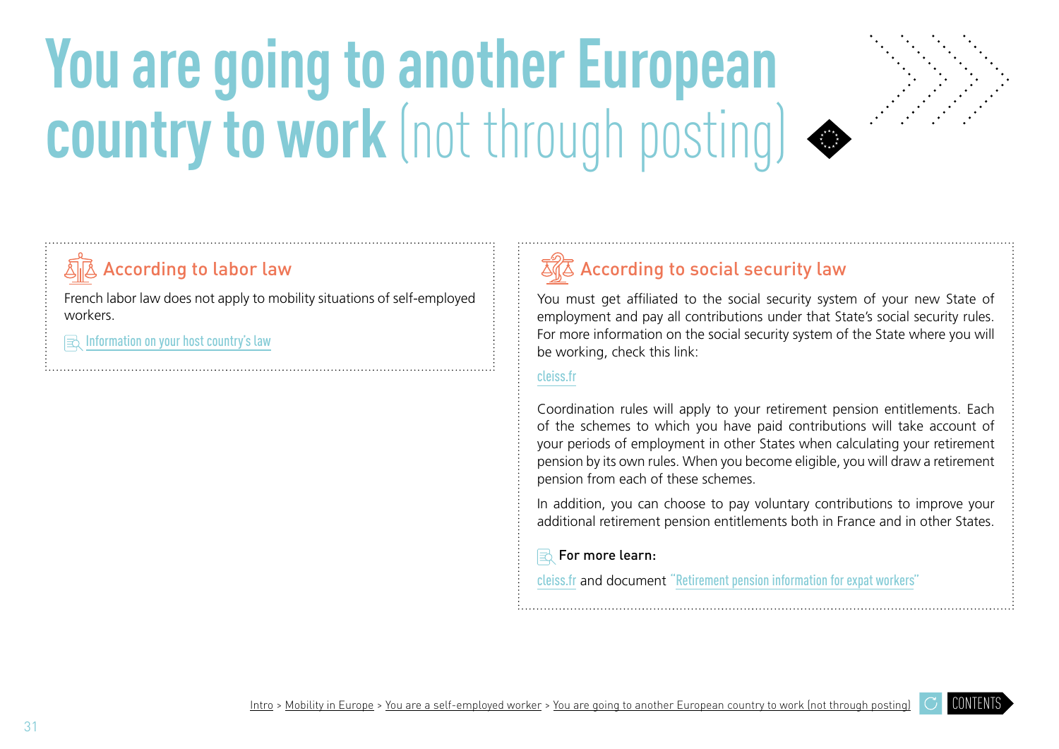# You are going to another European country to work (not through posting)

## According to labor law

French labor law does not apply to mobility situations of self-employed workers.

Information on your host country's law

## According to social security law

You must get affiliated to the social security system of your new State of employment and pay all contributions under that State's social security rules. For more information on the social security system of the State where you will be working, check this link:

cleiss.fr

Coordination rules will apply to your retirement pension entitlements. Each of the schemes to which you have paid contributions will take account of your periods of employment in other States when calculating your retirement pension by its own rules. When you become eligible, you will draw a retirement pension from each of these schemes.

In addition, you can choose to pay voluntary contributions to improve your additional retirement pension entitlements both in France and in other States.

**For more learn:**

cleiss.fr and document "Retirement pension information for expat workers"

Intro > Mobility in Europe > You are a self-employed worker > You are going to another European country to work (not through posting)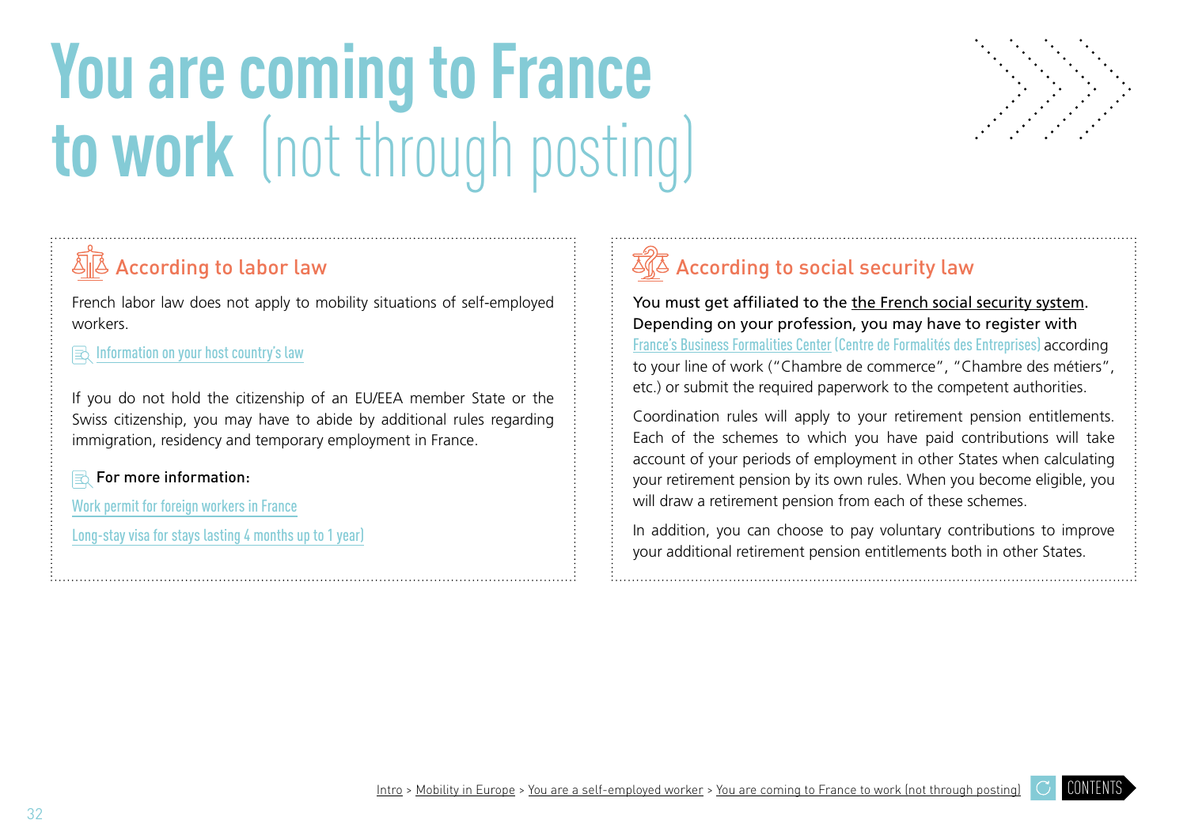# You are coming to France to work (not through posting)

## According to labor law

French labor law does not apply to mobility situations of self-employed workers.

Information on your host country's law

If you do not hold the citizenship of an EU/EEA member State or the Swiss citizenship, you may have to abide by additional rules regarding immigration, residency and temporary employment in France.

**For more information:**

Work permit for foreign workers in France

Long-stay visa for stays lasting 4 months up to 1 year)

## According to social security law

You must get affiliated to the the French social security system. Depending on your profession, you may have to register with France's Business Formalities Center (Centre de Formalités des Entreprises) according to your line of work ("Chambre de commerce", "Chambre des métiers", etc.) or submit the required paperwork to the competent authorities.

Coordination rules will apply to your retirement pension entitlements. Each of the schemes to which you have paid contributions will take account of your periods of employment in other States when calculating your retirement pension by its own rules. When you become eligible, you will draw a retirement pension from each of these schemes.

In addition, you can choose to pay voluntary contributions to improve your additional retirement pension entitlements both in other States.

Intro > Mobility in Europe > You are a self-employed worker > You are coming to France to work (not through posting)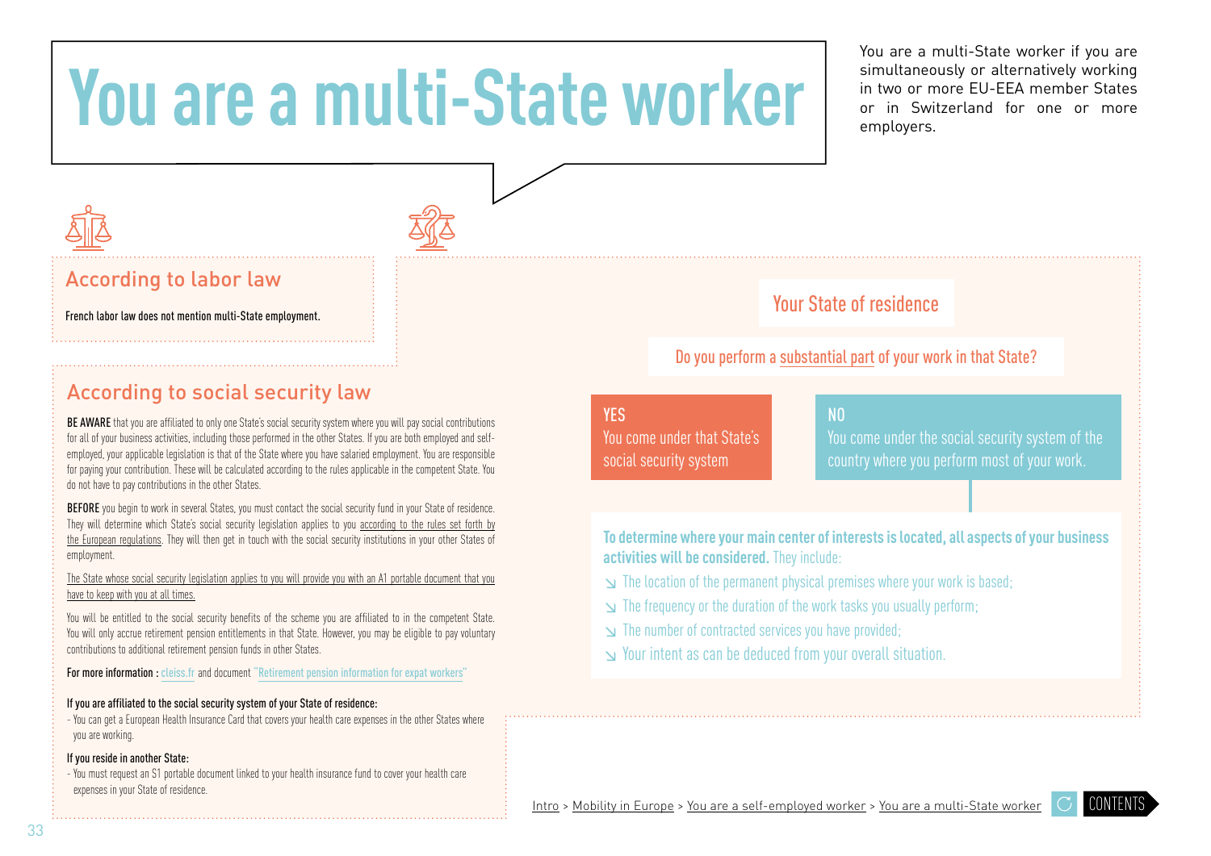# You are a multi-State worker

You are a multi-State worker if you are simultaneously or alternatively working in two or more EU-EEA member States or in Switzerland for one or more employers.

## According to labor law

French labor law does not mention multi-State employment.

## According to social security law

**BE AWARE** that you are affiliated to only one State's social security system where you will pay social contributions for all of your business activities, including those performed in the other States. If you are both employed and self-employed, your applicable legislation is that of the State where you have salaried employment. You are responsible for paying your contribution. These will be calculated according to the rules applicable in the competent State. You do not have to pay contributions in the other States.

**BEFORE** you begin to work in several States, you must contact the social security fund in your State of residence. They will determine which State's social security legislation applies to you according to the rules set forth by the European regulations. They will then get in touch with the social security institutions in your other States of employment.

The State whose social security legislation applies to you will provide you with an A1 portable document that you have to keep with you at all times.

You will be entitled to the social security benefits of the scheme you are affiliated to in the competent State. You will only accrue retirement pension entitlements in that State. However, you may be eligible to pay voluntary contributions to additional retirement pension funds in other States.

**For more information :** cleiss.fr and document "Retirement pension information for expat workers"

**If you are affiliated to the social security system of your State of residence:**

- You can get a European Health Insurance Card that covers your health care expenses in the other States where you are working.

**If you reside in another State:**

- You must request an S1 portable document linked to your health insurance fund to cover your health care expenses in your State of residence.

### Your State of residence

Do you perform a substantial part of your work in that State?

**YES**
You come under that State's social security system

**NO**
You come under the social security system of the country where you perform most of your work.

**To determine where your main center of interests is located, all aspects of your business activities will be considered.** They include:

- The location of the permanent physical premises where your work is based;
- The frequency or the duration of the work tasks you usually perform;
- The number of contracted services you have provided;
- Your intent as can be deduced from your overall situation.

Intro > Mobility in Europe > You are a self-employed worker > You are a multi-State worker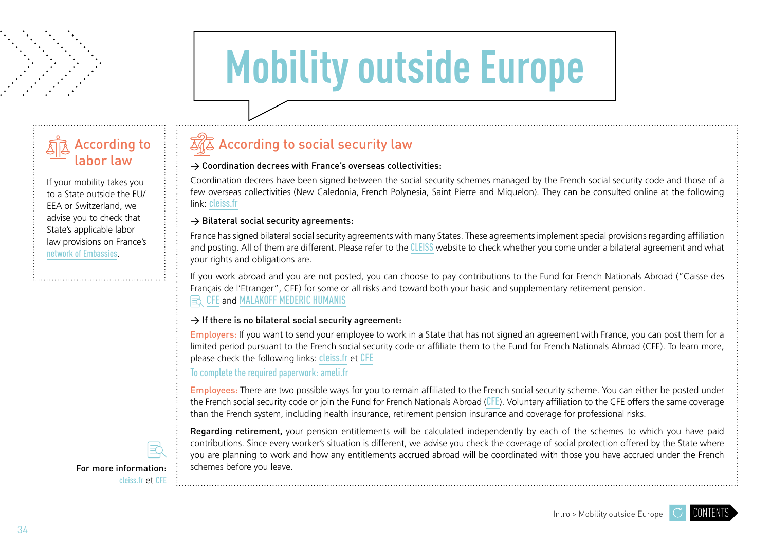# Mobility outside Europe

## According to labor law

If your mobility takes you to a State outside the EU/EEA or Switzerland, we advise you to check that State's applicable labor law provisions on France's network of Embassies.

For more information: cleiss.fr et CFE

## According to social security law

**→ Coordination decrees with France's overseas collectivities:**

Coordination decrees have been signed between the social security schemes managed by the French social security code and those of a few overseas collectivities (New Caledonia, French Polynesia, Saint Pierre and Miquelon). They can be consulted online at the following link: cleiss.fr

**→ Bilateral social security agreements:**

France has signed bilateral social security agreements with many States. These agreements implement special provisions regarding affiliation and posting. All of them are different. Please refer to the CLEISS website to check whether you come under a bilateral agreement and what your rights and obligations are.

If you work abroad and you are not posted, you can choose to pay contributions to the Fund for French Nationals Abroad ("Caisse des Français de l'Etranger", CFE) for some or all risks and toward both your basic and supplementary retirement pension.

CFE and MALAKOFF MEDERIC HUMANIS

**→ If there is no bilateral social security agreement:**

**Employers:** If you want to send your employee to work in a State that has not signed an agreement with France, you can post them for a limited period pursuant to the French social security code or affiliate them to the Fund for French Nationals Abroad (CFE). To learn more, please check the following links: cleiss.fr et CFE

To complete the required paperwork: ameli.fr

**Employees:** There are two possible ways for you to remain affiliated to the French social security scheme. You can either be posted under the French social security code or join the Fund for French Nationals Abroad (CFE). Voluntary affiliation to the CFE offers the same coverage than the French system, including health insurance, retirement pension insurance and coverage for professional risks.

**Regarding retirement,** your pension entitlements will be calculated independently by each of the schemes to which you have paid contributions. Since every worker's situation is different, we advise you check the coverage of social protection offered by the State where you are planning to work and how any entitlements accrued abroad will be coordinated with those you have accrued under the French schemes before you leave.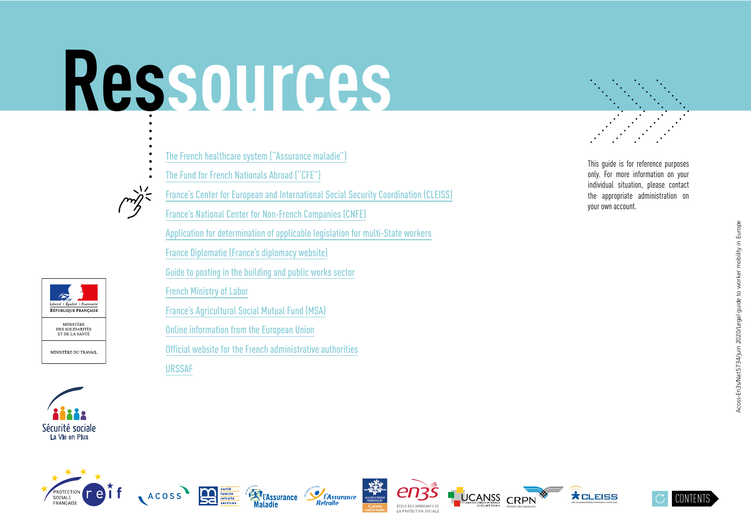# Ressources

- The French healthcare system ("Assurance maladie")
- The Fund for French Nationals Abroad ("CFE")
- France's Center for European and International Social Security Coordination (CLEISS)
- France's National Center for Non-French Companies (CNFE)
- Application for determination of applicable legislation for multi-State workers
- France Diplomatie (France's diplomacy website)
- Guide to posting in the building and public works sector
- French Ministry of Labor
- France's Agricultural Social Mutual Fund (MSA)
- Online information from the European Union
- Official website for the French administrative authorities
- URSSAF

This guide is for reference purposes only. For more information on your individual situation, please contact the appropriate administration on your own account.

Acoss-En3s/Nat5734/juin 2020/Legal guide to worker mobility in Europe